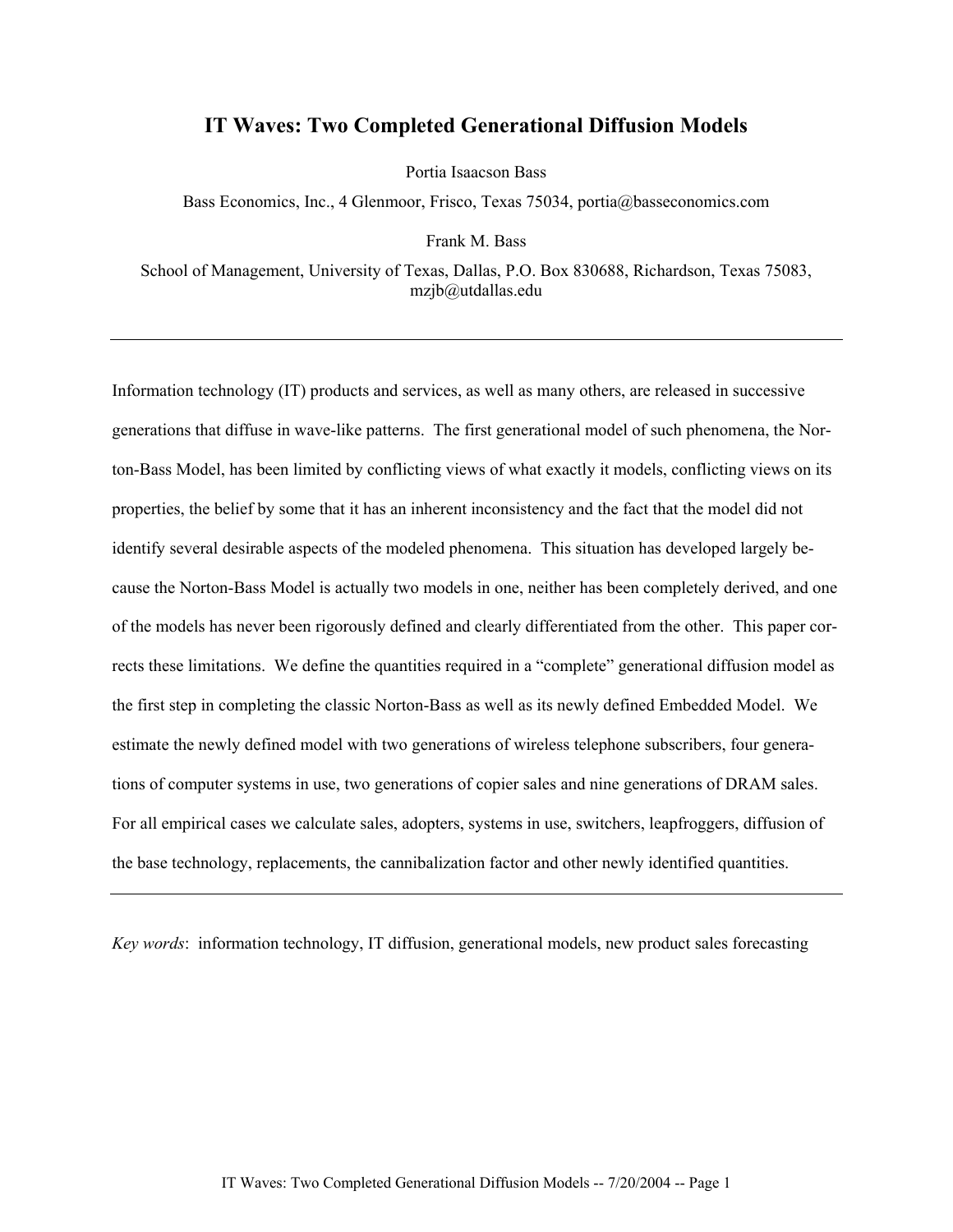# IT Waves: Two Completed Generational Diffusion Models

Portia Isaacson Bass

Bass Economics, Inc., 4 Glenmoor, Frisco, Texas 75034, portia@basseconomics.com

Frank M. Bass

School of Management, University of Texas, Dallas, P.O. Box 830688, Richardson, Texas 75083, mzjb@utdallas.edu

---

Information technology (IT) products and services, as well as many others, are released in successive generations that diffuse in wave-like patterns. The first generational model of such phenomena, the Norton-Bass Model, has been limited by conflicting views of what exactly it models, conflicting views on its properties, the belief by some that it has an inherent inconsistency and the fact that the model did not identify several desirable aspects of the modeled phenomena. This situation has developed largely because the Norton-Bass Model is actually two models in one, neither has been completely derived, and one of the models has never been rigorously defined and clearly differentiated from the other. This paper corrects these limitations. We define the quantities required in a "complete" generational diffusion model as the first step in completing the classic Norton-Bass as well as its newly defined Embedded Model. We estimate the newly defined model with two generations of wireless telephone subscribers, four generations of computer systems in use, two generations of copier sales and nine generations of DRAM sales. For all empirical cases we calculate sales, adopters, systems in use, switchers, leapfroggers, diffusion of the base technology, replacements, the cannibalization factor and other newly identified quantities.

---

*Key words*: information technology, IT diffusion, generational models, new product sales forecasting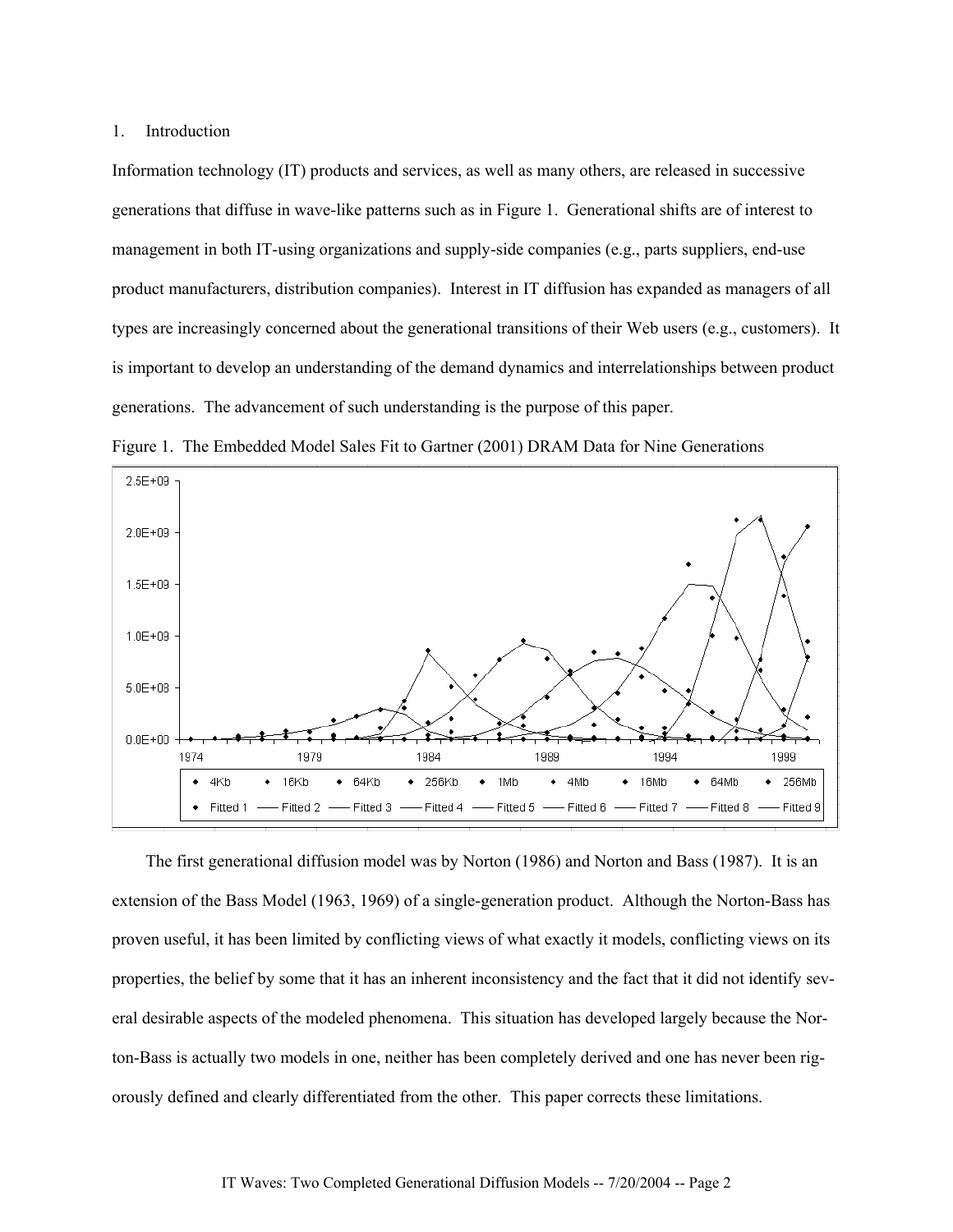1. Introduction

Information technology (IT) products and services, as well as many others, are released in successive generations that diffuse in wave-like patterns such as in Figure 1. Generational shifts are of interest to management in both IT-using organizations and supply-side companies (e.g., parts suppliers, end-use product manufacturers, distribution companies). Interest in IT diffusion has expanded as managers of all types are increasingly concerned about the generational transitions of their Web users (e.g., customers). It is important to develop an understanding of the demand dynamics and interrelationships between product generations. The advancement of such understanding is the purpose of this paper.

Figure 1. The Embedded Model Sales Fit to Gartner (2001) DRAM Data for Nine Generations

2.5E+09
2.0E+09
1.5E+09
1.0E+09
5.0E+08
0.0E+00

1974 1979 1984 1989 1994 1999

4Kb 16Kb 64Kb 256Kb 1Mb 4Mb 16Mb 64Mb 256Mb
Fitted 1 Fitted 2 Fitted 3 Fitted 4 Fitted 5 Fitted 6 Fitted 7 Fitted 8 Fitted 9

The first generational diffusion model was by Norton (1986) and Norton and Bass (1987). It is an extension of the Bass Model (1963, 1969) of a single-generation product. Although the Norton-Bass has proven useful, it has been limited by conflicting views of what exactly it models, conflicting views on its properties, the belief by some that it has an inherent inconsistency and the fact that it did not identify several desirable aspects of the modeled phenomena. This situation has developed largely because the Norton-Bass is actually two models in one, neither has been completely derived and one has never been rigorously defined and clearly differentiated from the other. This paper corrects these limitations.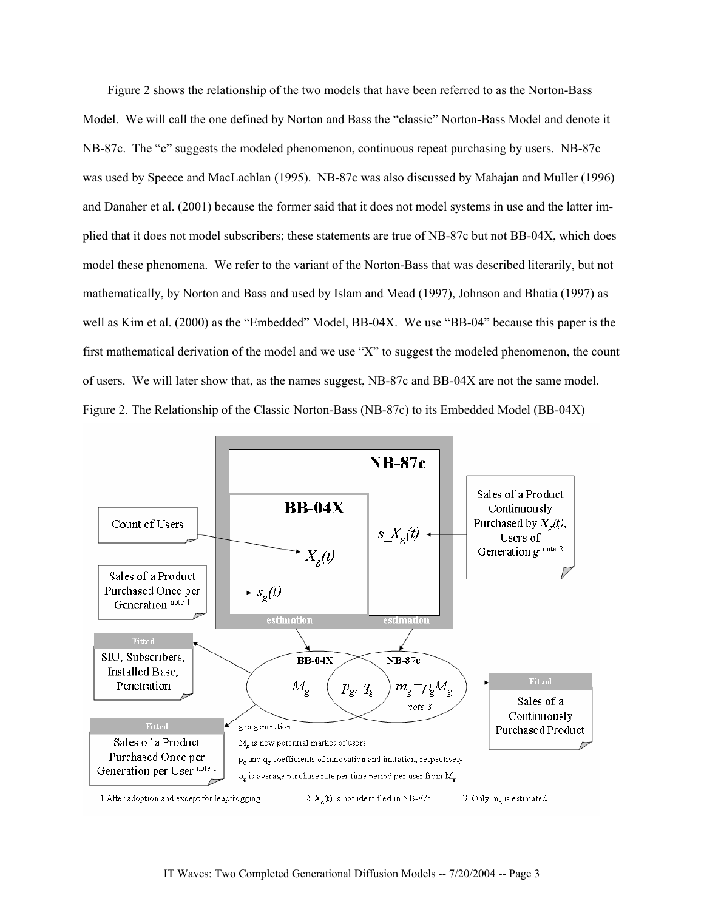Figure 2 shows the relationship of the two models that have been referred to as the Norton-Bass Model. We will call the one defined by Norton and Bass the "classic" Norton-Bass Model and denote it NB-87c. The "c" suggests the modeled phenomenon, continuous repeat purchasing by users. NB-87c was used by Speece and MacLachlan (1995). NB-87c was also discussed by Mahajan and Muller (1996) and Danaher et al. (2001) because the former said that it does not model systems in use and the latter implied that it does not model subscribers; these statements are true of NB-87c but not BB-04X, which does model these phenomena. We refer to the variant of the Norton-Bass that was described literarily, but not mathematically, by Norton and Bass and used by Islam and Mead (1997), Johnson and Bhatia (1997) as well as Kim et al. (2000) as the "Embedded" Model, BB-04X. We use "BB-04" because this paper is the first mathematical derivation of the model and we use "X" to suggest the modeled phenomenon, the count of users. We will later show that, as the names suggest, NB-87c and BB-04X are not the same model.

Figure 2. The Relationship of the Classic Norton-Bass (NB-87c) to its Embedded Model (BB-04X)

NB-87c

BB-04X

Count of Users

$X_g(t)$

Sales of a Product Purchased Once per Generation [note 1]

$s_g(t)$

$s\_X_g(t)$

Sales of a Product Continuously Purchased by $X_g(t)$, Users of Generation $g$ [note 2]

estimation

estimation

Fitted

SIU, Subscribers, Installed Base, Penetration

BB-04X

$M_g$

$p_g$, $q_g$

NB-87c

$m_g=\rho_g M_g$

note 3

Fitted

Sales of a Continuously Purchased Product

Fitted

Sales of a Product Purchased Once per Generation per User [note 1]

$g$ is generation

$M_g$ is new potential market of users

$p_g$ and $q_g$ coefficients of innovation and imitation, respectively

$\rho_g$ is average purchase rate per time period per user from $M_g$

1 After adoption and except for leapfrogging.

2. $X_g(t)$ is not identified in NB-87c.

3. Only $m_g$ is estimated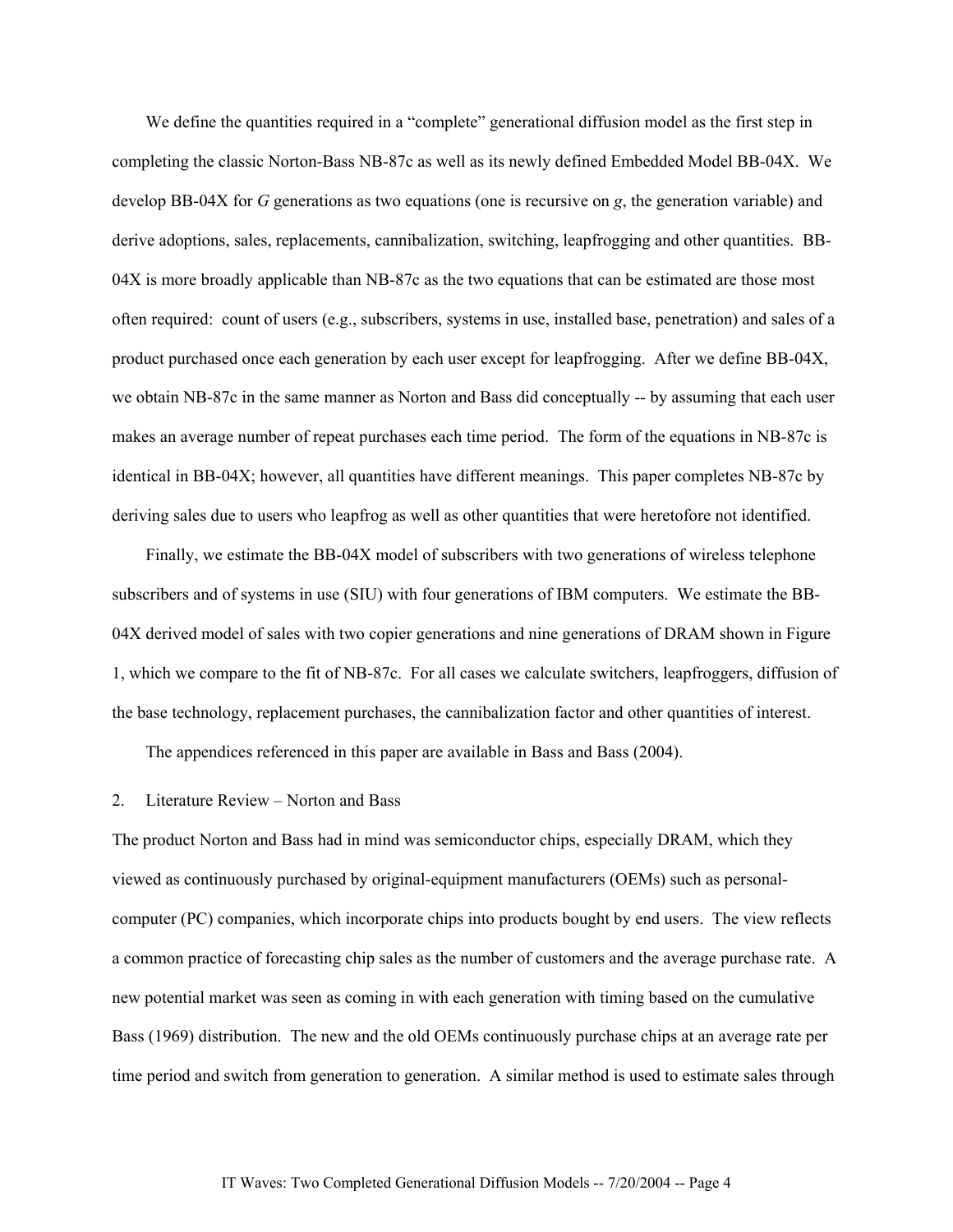We define the quantities required in a "complete" generational diffusion model as the first step in completing the classic Norton-Bass NB-87c as well as its newly defined Embedded Model BB-04X. We develop BB-04X for *G* generations as two equations (one is recursive on *g*, the generation variable) and derive adoptions, sales, replacements, cannibalization, switching, leapfrogging and other quantities. BB-04X is more broadly applicable than NB-87c as the two equations that can be estimated are those most often required: count of users (e.g., subscribers, systems in use, installed base, penetration) and sales of a product purchased once each generation by each user except for leapfrogging. After we define BB-04X, we obtain NB-87c in the same manner as Norton and Bass did conceptually -- by assuming that each user makes an average number of repeat purchases each time period. The form of the equations in NB-87c is identical in BB-04X; however, all quantities have different meanings. This paper completes NB-87c by deriving sales due to users who leapfrog as well as other quantities that were heretofore not identified.

Finally, we estimate the BB-04X model of subscribers with two generations of wireless telephone subscribers and of systems in use (SIU) with four generations of IBM computers. We estimate the BB-04X derived model of sales with two copier generations and nine generations of DRAM shown in Figure 1, which we compare to the fit of NB-87c. For all cases we calculate switchers, leapfroggers, diffusion of the base technology, replacement purchases, the cannibalization factor and other quantities of interest.

The appendices referenced in this paper are available in Bass and Bass (2004).

## 2. Literature Review – Norton and Bass

The product Norton and Bass had in mind was semiconductor chips, especially DRAM, which they viewed as continuously purchased by original-equipment manufacturers (OEMs) such as personal-computer (PC) companies, which incorporate chips into products bought by end users. The view reflects a common practice of forecasting chip sales as the number of customers and the average purchase rate. A new potential market was seen as coming in with each generation with timing based on the cumulative Bass (1969) distribution. The new and the old OEMs continuously purchase chips at an average rate per time period and switch from generation to generation. A similar method is used to estimate sales through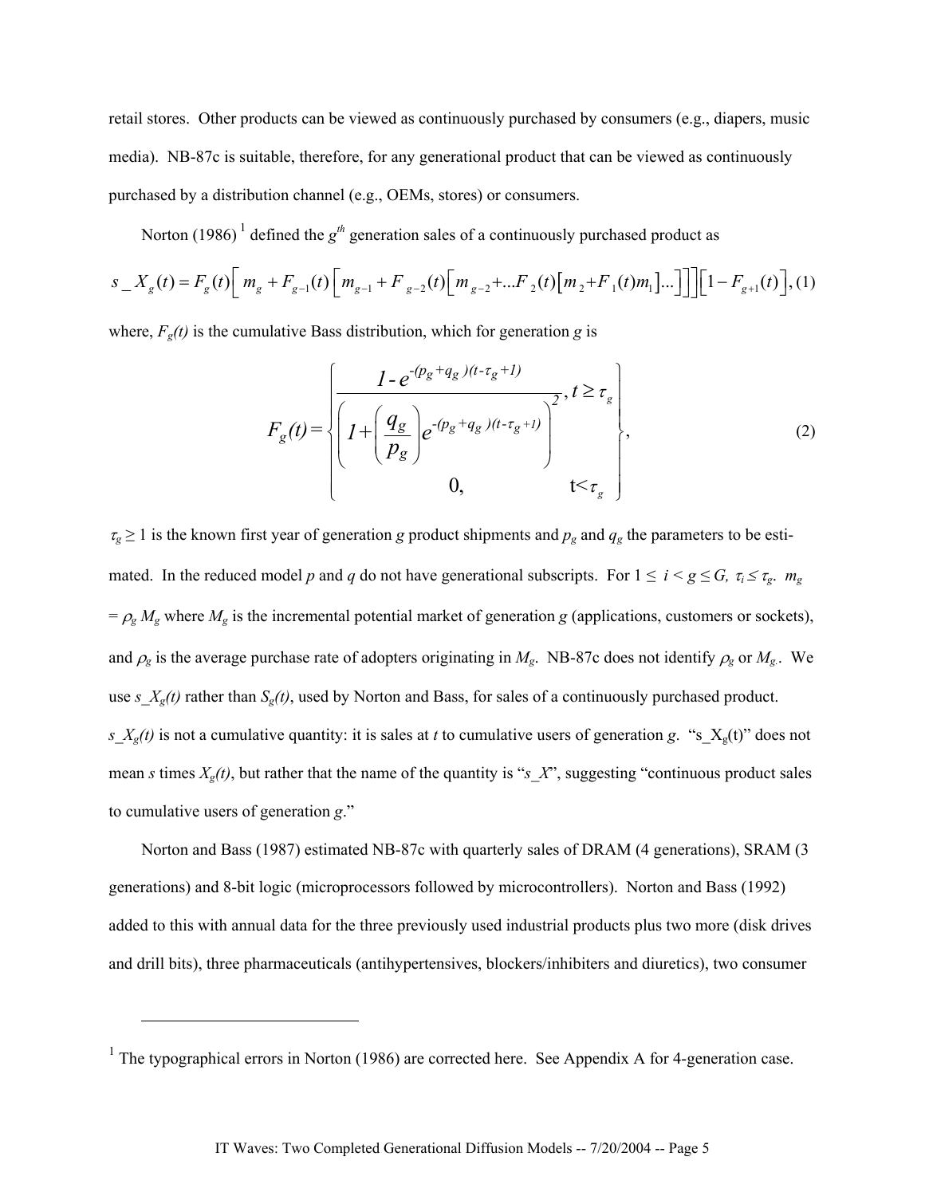retail stores. Other products can be viewed as continuously purchased by consumers (e.g., diapers, music media). NB-87c is suitable, therefore, for any generational product that can be viewed as continuously purchased by a distribution channel (e.g., OEMs, stores) or consumers.

Norton (1986) [1] defined the $g^{th}$ generation sales of a continuously purchased product as

$$s\_X_g(t) = F_g(t)\Big[ m_g + F_{g-1}(t)\Big[ m_{g-1} + F_{g-2}(t)\Big[ m_{g-2} + ... F_2(t)\big[ m_2 + F_1(t) m_1 \big] ... \Big]\Big]\Big]\Big[1 - F_{g+1}(t)\Big], \quad (1)$$

where, $F_g(t)$ is the cumulative Bass distribution, which for generation $g$ is

$$F_g(t) = \begin{cases} \dfrac{1 - e^{-(p_g + q_g)(t - \tau_g + 1)}}{\left(1 + \left(\dfrac{q_g}{p_g}\right) e^{-(p_g + q_g)(t - \tau_g + 1)}\right)^2}, & t \geq \tau_g \\ 0, & t < \tau_g \end{cases}, \quad (2)$$

$\tau_g \geq 1$ is the known first year of generation $g$ product shipments and $p_g$ and $q_g$ the parameters to be estimated. In the reduced model $p$ and $q$ do not have generational subscripts. For $1 \leq i < g \leq G$, $\tau_i \leq \tau_g$. $m_g = \rho_g M_g$ where $M_g$ is the incremental potential market of generation $g$ (applications, customers or sockets), and $\rho_g$ is the average purchase rate of adopters originating in $M_g$. NB-87c does not identify $\rho_g$ or $M_g$. We use $s\_X_g(t)$ rather than $S_g(t)$, used by Norton and Bass, for sales of a continuously purchased product. $s\_X_g(t)$ is not a cumulative quantity: it is sales at $t$ to cumulative users of generation $g$. "$s\_X_g(t)$" does not mean $s$ times $X_g(t)$, but rather that the name of the quantity is "*s_X*", suggesting "continuous product sales to cumulative users of generation *g*."

Norton and Bass (1987) estimated NB-87c with quarterly sales of DRAM (4 generations), SRAM (3 generations) and 8-bit logic (microprocessors followed by microcontrollers). Norton and Bass (1992) added to this with annual data for the three previously used industrial products plus two more (disk drives and drill bits), three pharmaceuticals (antihypertensives, blockers/inhibiters and diuretics), two consumer

---

[1] The typographical errors in Norton (1986) are corrected here. See Appendix A for 4-generation case.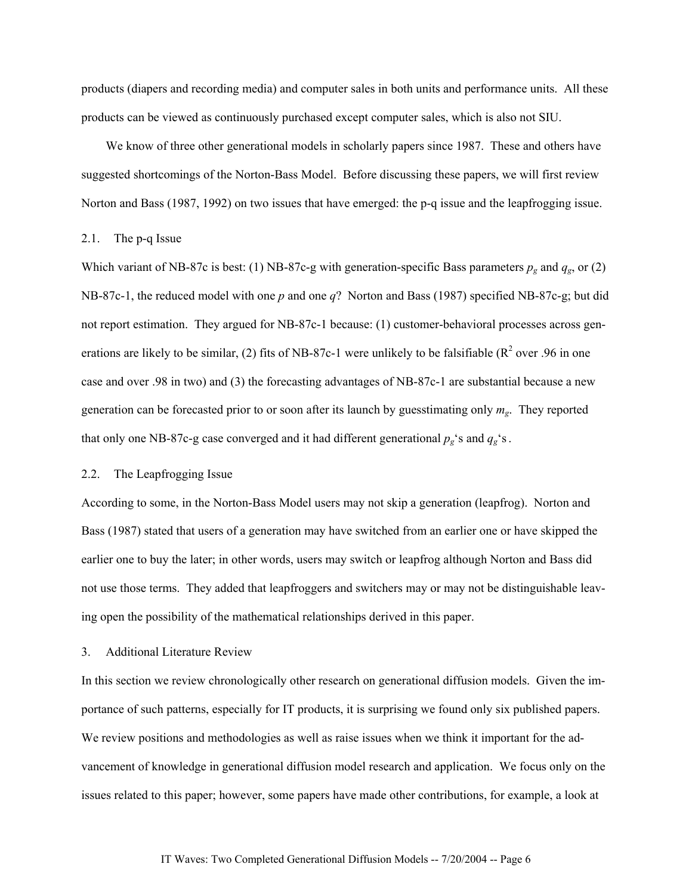products (diapers and recording media) and computer sales in both units and performance units. All these products can be viewed as continuously purchased except computer sales, which is also not SIU.

We know of three other generational models in scholarly papers since 1987. These and others have suggested shortcomings of the Norton-Bass Model. Before discussing these papers, we will first review Norton and Bass (1987, 1992) on two issues that have emerged: the p-q issue and the leapfrogging issue.

## 2.1. The p-q Issue

Which variant of NB-87c is best: (1) NB-87c-g with generation-specific Bass parameters $p_g$ and $q_g$, or (2) NB-87c-1, the reduced model with one $p$ and one $q$? Norton and Bass (1987) specified NB-87c-g; but did not report estimation. They argued for NB-87c-1 because: (1) customer-behavioral processes across generations are likely to be similar, (2) fits of NB-87c-1 were unlikely to be falsifiable ($R^2$ over .96 in one case and over .98 in two) and (3) the forecasting advantages of NB-87c-1 are substantial because a new generation can be forecasted prior to or soon after its launch by guesstimating only $m_g$. They reported that only one NB-87c-g case converged and it had different generational $p_g$'s and $q_g$'s.

## 2.2. The Leapfrogging Issue

According to some, in the Norton-Bass Model users may not skip a generation (leapfrog). Norton and Bass (1987) stated that users of a generation may have switched from an earlier one or have skipped the earlier one to buy the later; in other words, users may switch or leapfrog although Norton and Bass did not use those terms. They added that leapfroggers and switchers may or may not be distinguishable leaving open the possibility of the mathematical relationships derived in this paper.

# 3. Additional Literature Review

In this section we review chronologically other research on generational diffusion models. Given the importance of such patterns, especially for IT products, it is surprising we found only six published papers. We review positions and methodologies as well as raise issues when we think it important for the advancement of knowledge in generational diffusion model research and application. We focus only on the issues related to this paper; however, some papers have made other contributions, for example, a look at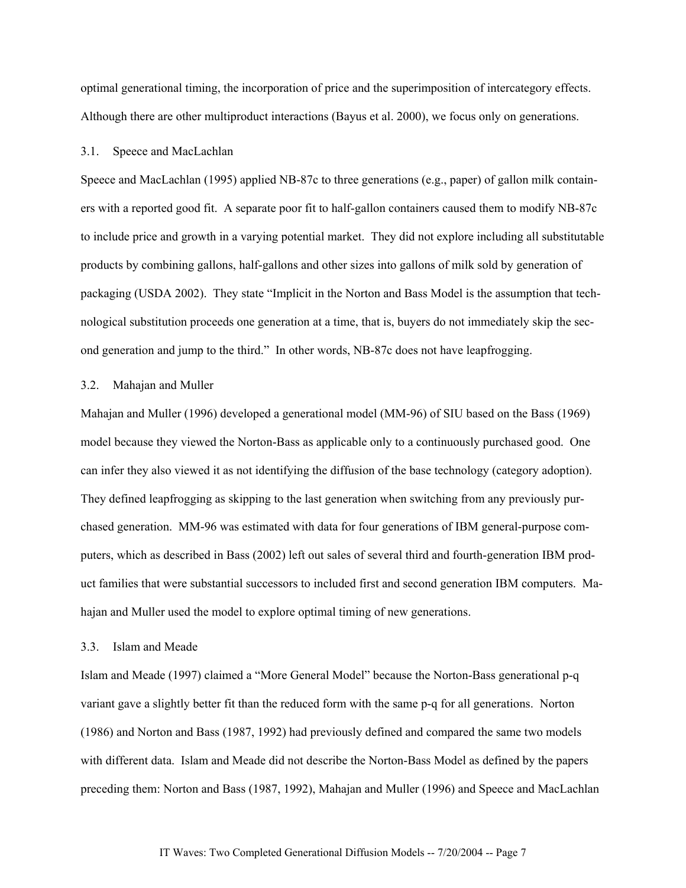optimal generational timing, the incorporation of price and the superimposition of intercategory effects. Although there are other multiproduct interactions (Bayus et al. 2000), we focus only on generations.

### 3.1. Speece and MacLachlan

Speece and MacLachlan (1995) applied NB-87c to three generations (e.g., paper) of gallon milk containers with a reported good fit. A separate poor fit to half-gallon containers caused them to modify NB-87c to include price and growth in a varying potential market. They did not explore including all substitutable products by combining gallons, half-gallons and other sizes into gallons of milk sold by generation of packaging (USDA 2002). They state "Implicit in the Norton and Bass Model is the assumption that technological substitution proceeds one generation at a time, that is, buyers do not immediately skip the second generation and jump to the third." In other words, NB-87c does not have leapfrogging.

### 3.2. Mahajan and Muller

Mahajan and Muller (1996) developed a generational model (MM-96) of SIU based on the Bass (1969) model because they viewed the Norton-Bass as applicable only to a continuously purchased good. One can infer they also viewed it as not identifying the diffusion of the base technology (category adoption). They defined leapfrogging as skipping to the last generation when switching from any previously purchased generation. MM-96 was estimated with data for four generations of IBM general-purpose computers, which as described in Bass (2002) left out sales of several third and fourth-generation IBM product families that were substantial successors to included first and second generation IBM computers. Mahajan and Muller used the model to explore optimal timing of new generations.

### 3.3. Islam and Meade

Islam and Meade (1997) claimed a "More General Model" because the Norton-Bass generational p-q variant gave a slightly better fit than the reduced form with the same p-q for all generations. Norton (1986) and Norton and Bass (1987, 1992) had previously defined and compared the same two models with different data. Islam and Meade did not describe the Norton-Bass Model as defined by the papers preceding them: Norton and Bass (1987, 1992), Mahajan and Muller (1996) and Speece and MacLachlan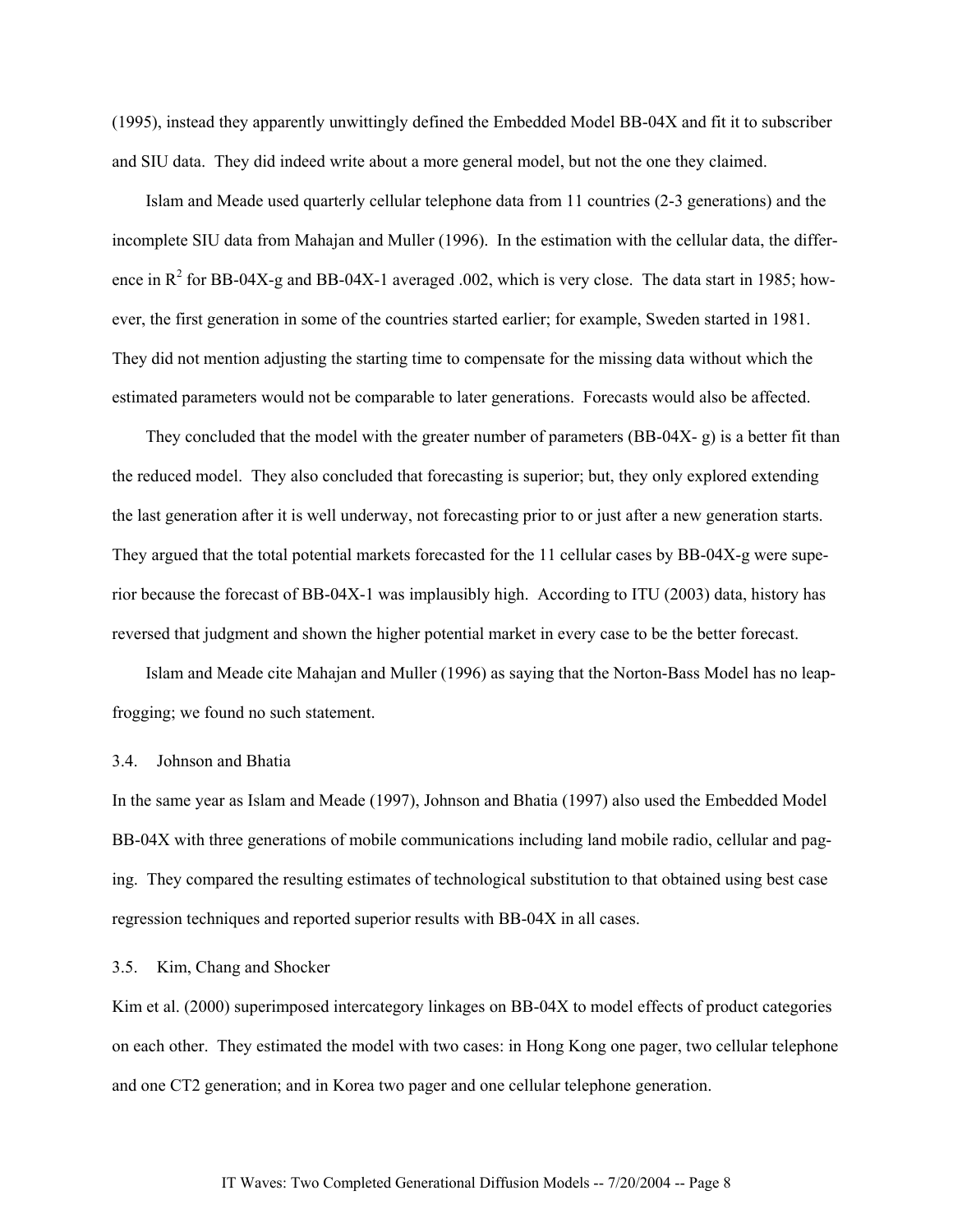(1995), instead they apparently unwittingly defined the Embedded Model BB-04X and fit it to subscriber and SIU data. They did indeed write about a more general model, but not the one they claimed.

Islam and Meade used quarterly cellular telephone data from 11 countries (2-3 generations) and the incomplete SIU data from Mahajan and Muller (1996). In the estimation with the cellular data, the difference in $R^2$ for BB-04X-g and BB-04X-1 averaged .002, which is very close. The data start in 1985; however, the first generation in some of the countries started earlier; for example, Sweden started in 1981. They did not mention adjusting the starting time to compensate for the missing data without which the estimated parameters would not be comparable to later generations. Forecasts would also be affected.

They concluded that the model with the greater number of parameters (BB-04X- g) is a better fit than the reduced model. They also concluded that forecasting is superior; but, they only explored extending the last generation after it is well underway, not forecasting prior to or just after a new generation starts. They argued that the total potential markets forecasted for the 11 cellular cases by BB-04X-g were superior because the forecast of BB-04X-1 was implausibly high. According to ITU (2003) data, history has reversed that judgment and shown the higher potential market in every case to be the better forecast.

Islam and Meade cite Mahajan and Muller (1996) as saying that the Norton-Bass Model has no leapfrogging; we found no such statement.

### 3.4. Johnson and Bhatia

In the same year as Islam and Meade (1997), Johnson and Bhatia (1997) also used the Embedded Model BB-04X with three generations of mobile communications including land mobile radio, cellular and paging. They compared the resulting estimates of technological substitution to that obtained using best case regression techniques and reported superior results with BB-04X in all cases.

### 3.5. Kim, Chang and Shocker

Kim et al. (2000) superimposed intercategory linkages on BB-04X to model effects of product categories on each other. They estimated the model with two cases: in Hong Kong one pager, two cellular telephone and one CT2 generation; and in Korea two pager and one cellular telephone generation.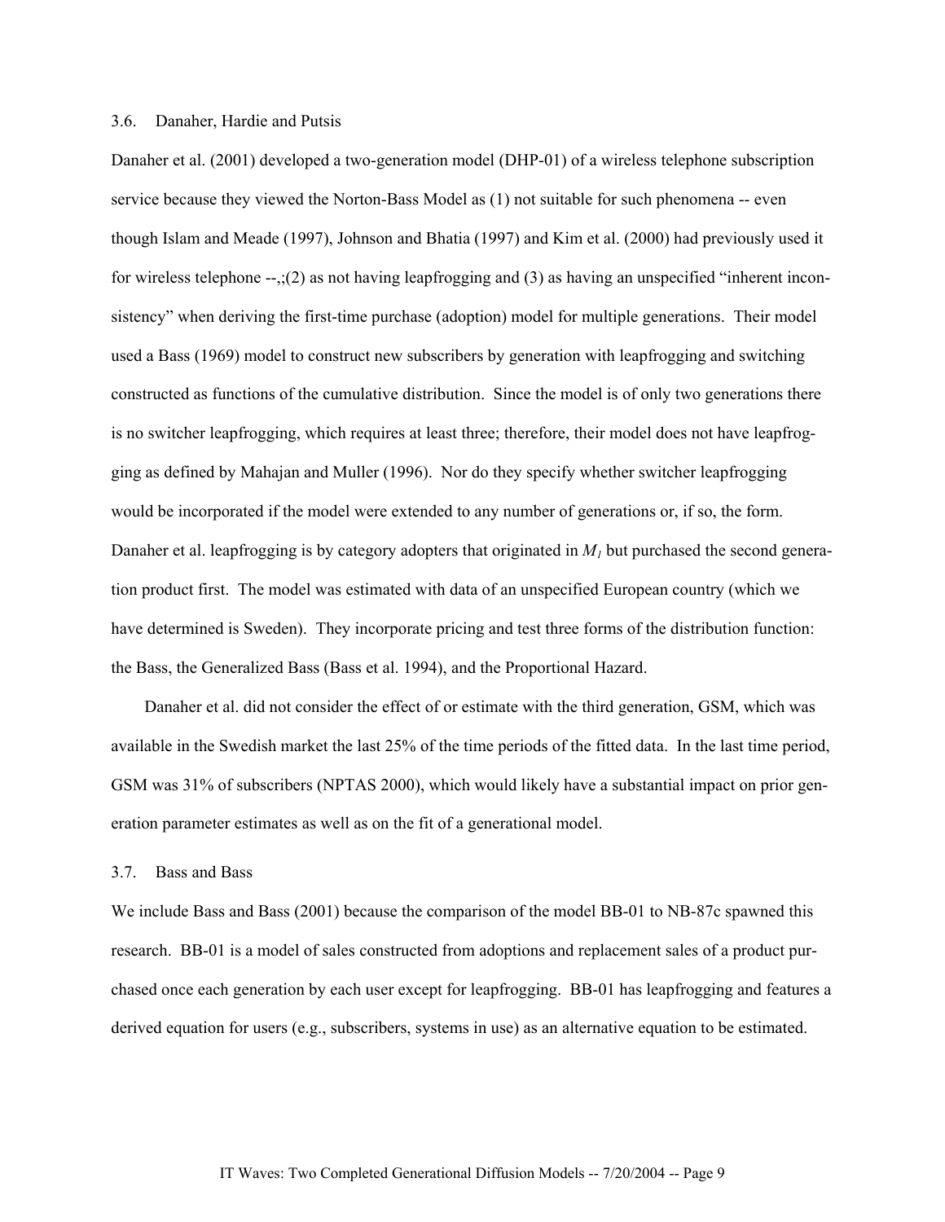### 3.6. Danaher, Hardie and Putsis

Danaher et al. (2001) developed a two-generation model (DHP-01) of a wireless telephone subscription service because they viewed the Norton-Bass Model as (1) not suitable for such phenomena -- even though Islam and Meade (1997), Johnson and Bhatia (1997) and Kim et al. (2000) had previously used it for wireless telephone --,;(2) as not having leapfrogging and (3) as having an unspecified "inherent inconsistency" when deriving the first-time purchase (adoption) model for multiple generations. Their model used a Bass (1969) model to construct new subscribers by generation with leapfrogging and switching constructed as functions of the cumulative distribution. Since the model is of only two generations there is no switcher leapfrogging, which requires at least three; therefore, their model does not have leapfrogging as defined by Mahajan and Muller (1996). Nor do they specify whether switcher leapfrogging would be incorporated if the model were extended to any number of generations or, if so, the form. Danaher et al. leapfrogging is by category adopters that originated in $M_1$ but purchased the second generation product first. The model was estimated with data of an unspecified European country (which we have determined is Sweden). They incorporate pricing and test three forms of the distribution function: the Bass, the Generalized Bass (Bass et al. 1994), and the Proportional Hazard.

Danaher et al. did not consider the effect of or estimate with the third generation, GSM, which was available in the Swedish market the last 25% of the time periods of the fitted data. In the last time period, GSM was 31% of subscribers (NPTAS 2000), which would likely have a substantial impact on prior generation parameter estimates as well as on the fit of a generational model.

### 3.7. Bass and Bass

We include Bass and Bass (2001) because the comparison of the model BB-01 to NB-87c spawned this research. BB-01 is a model of sales constructed from adoptions and replacement sales of a product purchased once each generation by each user except for leapfrogging. BB-01 has leapfrogging and features a derived equation for users (e.g., subscribers, systems in use) as an alternative equation to be estimated.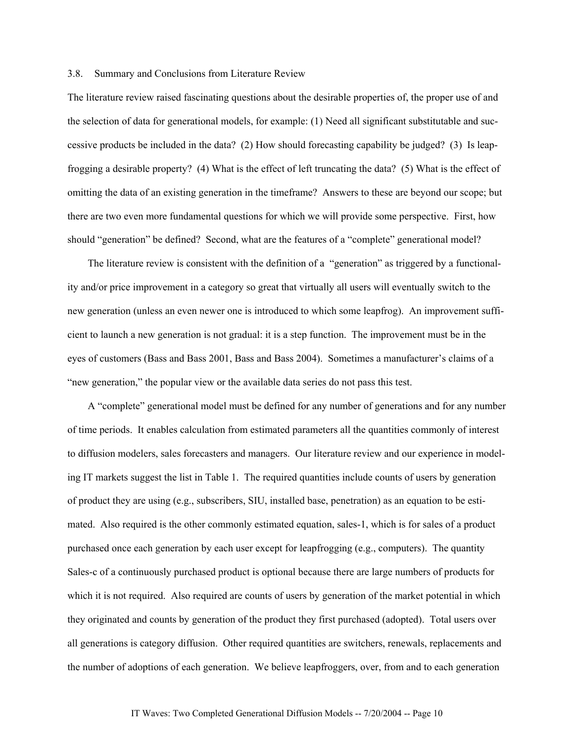### 3.8. Summary and Conclusions from Literature Review

The literature review raised fascinating questions about the desirable properties of, the proper use of and the selection of data for generational models, for example: (1) Need all significant substitutable and successive products be included in the data? (2) How should forecasting capability be judged? (3) Is leapfrogging a desirable property? (4) What is the effect of left truncating the data? (5) What is the effect of omitting the data of an existing generation in the timeframe? Answers to these are beyond our scope; but there are two even more fundamental questions for which we will provide some perspective. First, how should "generation" be defined? Second, what are the features of a "complete" generational model?

The literature review is consistent with the definition of a "generation" as triggered by a functionality and/or price improvement in a category so great that virtually all users will eventually switch to the new generation (unless an even newer one is introduced to which some leapfrog). An improvement sufficient to launch a new generation is not gradual: it is a step function. The improvement must be in the eyes of customers (Bass and Bass 2001, Bass and Bass 2004). Sometimes a manufacturer's claims of a "new generation," the popular view or the available data series do not pass this test.

A "complete" generational model must be defined for any number of generations and for any number of time periods. It enables calculation from estimated parameters all the quantities commonly of interest to diffusion modelers, sales forecasters and managers. Our literature review and our experience in modeling IT markets suggest the list in Table 1. The required quantities include counts of users by generation of product they are using (e.g., subscribers, SIU, installed base, penetration) as an equation to be estimated. Also required is the other commonly estimated equation, sales-1, which is for sales of a product purchased once each generation by each user except for leapfrogging (e.g., computers). The quantity Sales-c of a continuously purchased product is optional because there are large numbers of products for which it is not required. Also required are counts of users by generation of the market potential in which they originated and counts by generation of the product they first purchased (adopted). Total users over all generations is category diffusion. Other required quantities are switchers, renewals, replacements and the number of adoptions of each generation. We believe leapfroggers, over, from and to each generation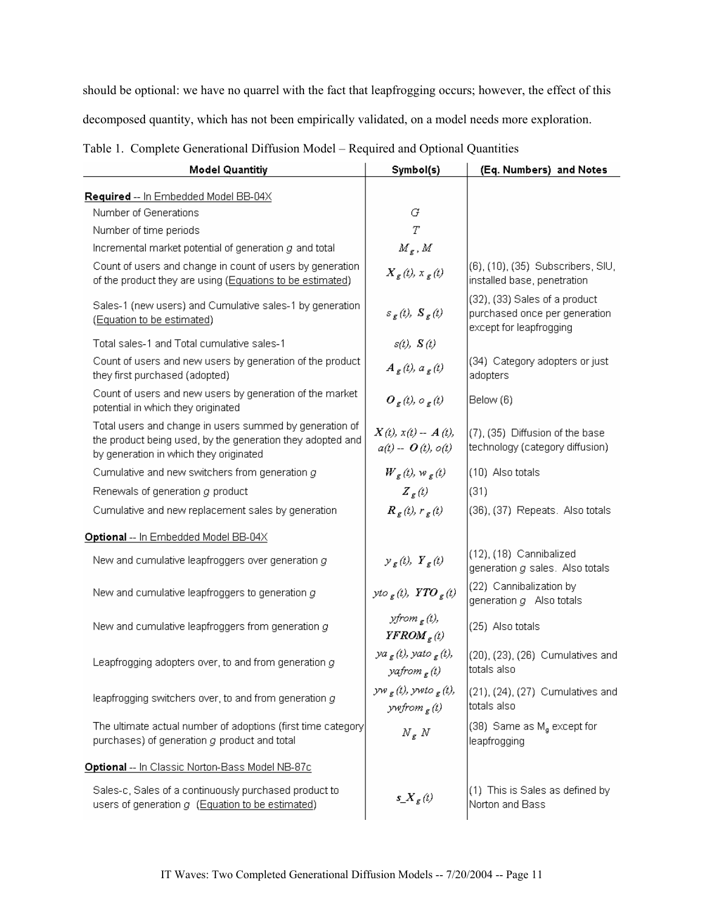should be optional: we have no quarrel with the fact that leapfrogging occurs; however, the effect of this decomposed quantity, which has not been empirically validated, on a model needs more exploration.

Table 1. Complete Generational Diffusion Model – Required and Optional Quantities

| Model Quantitiy | Symbol(s) | (Eq. Numbers) and Notes |
|---|---|---|
| **Required** -- In Embedded Model BB-04X | | |
| Number of Generations | $G$ | |
| Number of time periods | $T$ | |
| Incremental market potential of generation $g$ and total | $M_g, M$ | |
| Count of users and change in count of users by generation of the product they are using (Equations to be estimated) | $\boldsymbol{X}_g(t)$, $x_g(t)$ | (6), (10), (35) Subscribers, SIU, installed base, penetration |
| Sales-1 (new users) and Cumulative sales-1 by generation (Equation to be estimated) | $s_g(t)$, $\boldsymbol{S}_g(t)$ | (32), (33) Sales of a product purchased once per generation except for leapfrogging |
| Total sales-1 and Total cumulative sales-1 | $s(t)$, $\boldsymbol{S}(t)$ | |
| Count of users and new users by generation of the product they first purchased (adopted) | $\boldsymbol{A}_g(t)$, $a_g(t)$ | (34) Category adopters or just adopters |
| Count of users and new users by generation of the market potential in which they originated | $\boldsymbol{O}_g(t)$, $o_g(t)$ | Below (6) |
| Total users and change in users summed by generation of the product being used, by the generation they adopted and by generation in which they originated | $\boldsymbol{X}(t)$, $x(t)$ -- $\boldsymbol{A}(t)$, $a(t)$ -- $\boldsymbol{O}(t)$, $o(t)$ | (7), (35) Diffusion of the base technology (category diffusion) |
| Cumulative and new switchers from generation $g$ | $\boldsymbol{W}_g(t)$, $w_g(t)$ | (10) Also totals |
| Renewals of generation $g$ product | $\boldsymbol{Z}_g(t)$ | (31) |
| Cumulative and new replacement sales by generation | $\boldsymbol{R}_g(t)$, $r_g(t)$ | (36), (37) Repeats. Also totals |
| **Optional** -- In Embedded Model BB-04X | | |
| New and cumulative leapfroggers over generation $g$ | $y_g(t)$, $\boldsymbol{Y}_g(t)$ | (12), (18) Cannibalized generation $g$ sales. Also totals |
| New and cumulative leapfroggers to generation $g$ | $yto_g(t)$, $\boldsymbol{YTO}_g(t)$ | (22) Cannibalization by generation $g$ Also totals |
| New and cumulative leapfroggers from generation $g$ | $yfrom_g(t)$, $\boldsymbol{YFROM}_g(t)$ | (25) Also totals |
| Leapfrogging adopters over, to and from generation $g$ | $ya_g(t)$, $yato_g(t)$, $yafrom_g(t)$ | (20), (23), (26) Cumulatives and totals also |
| leapfrogging switchers over, to and from generation $g$ | $yw_g(t)$, $ywto_g(t)$, $ywfrom_g(t)$ | (21), (24), (27) Cumulatives and totals also |
| The ultimate actual number of adoptions (first time category purchases) of generation $g$ product and total | $N_g$ $N$ | (38) Same as $M_g$ except for leapfrogging |
| **Optional** -- In Classic Norton-Bass Model NB-87c | | |
| Sales-c, Sales of a continuously purchased product to users of generation $g$ (Equation to be estimated) | $s\_X_g(t)$ | (1) This is Sales as defined by Norton and Bass |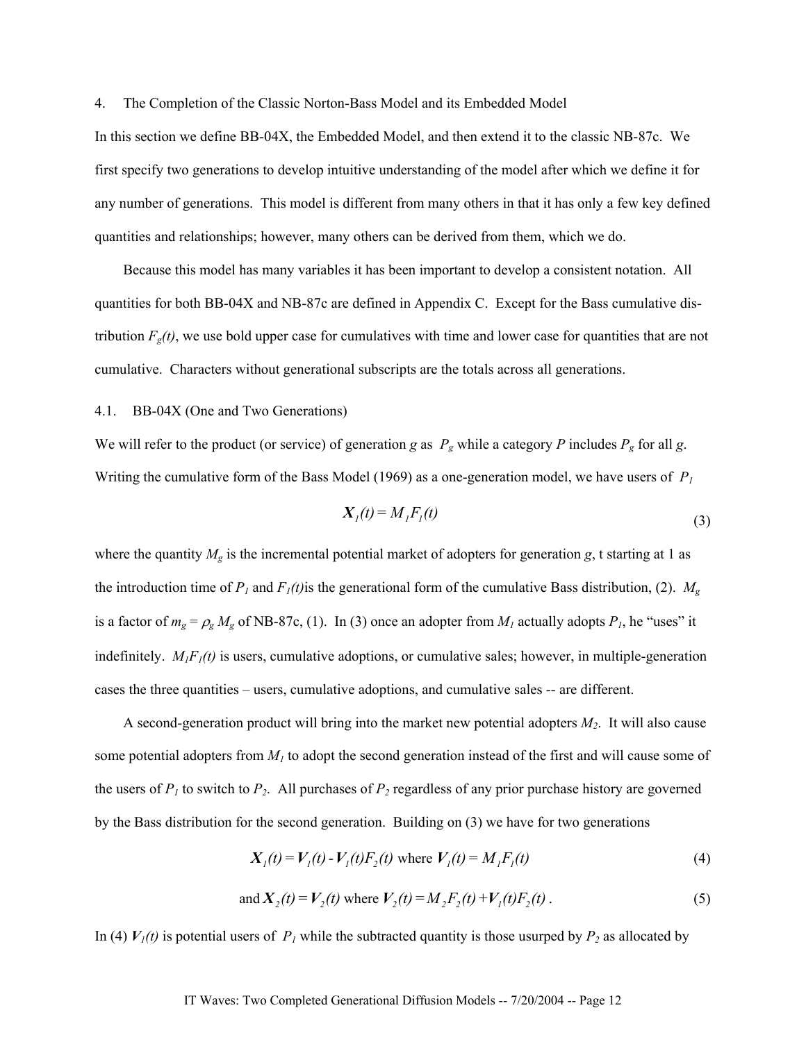## 4. The Completion of the Classic Norton-Bass Model and its Embedded Model

In this section we define BB-04X, the Embedded Model, and then extend it to the classic NB-87c. We first specify two generations to develop intuitive understanding of the model after which we define it for any number of generations. This model is different from many others in that it has only a few key defined quantities and relationships; however, many others can be derived from them, which we do.

Because this model has many variables it has been important to develop a consistent notation. All quantities for both BB-04X and NB-87c are defined in Appendix C. Except for the Bass cumulative distribution $F_g(t)$, we use bold upper case for cumulatives with time and lower case for quantities that are not cumulative. Characters without generational subscripts are the totals across all generations.

### 4.1. BB-04X (One and Two Generations)

We will refer to the product (or service) of generation *g* as $P_g$ while a category *P* includes $P_g$ for all *g*. Writing the cumulative form of the Bass Model (1969) as a one-generation model, we have users of $P_1$

$$\boldsymbol{X}_1(t) = M_1 F_1(t) \tag{3}$$

where the quantity $M_g$ is the incremental potential market of adopters for generation *g*, t starting at 1 as the introduction time of $P_1$ and $F_1(t)$is the generational form of the cumulative Bass distribution, (2). $M_g$ is a factor of $m_g = \rho_g M_g$ of NB-87c, (1). In (3) once an adopter from $M_1$ actually adopts $P_1$, he "uses" it indefinitely. $M_1F_1(t)$ is users, cumulative adoptions, or cumulative sales; however, in multiple-generation cases the three quantities – users, cumulative adoptions, and cumulative sales -- are different.

A second-generation product will bring into the market new potential adopters $M_2$. It will also cause some potential adopters from $M_1$ to adopt the second generation instead of the first and will cause some of the users of $P_1$ to switch to $P_2$. All purchases of $P_2$ regardless of any prior purchase history are governed by the Bass distribution for the second generation. Building on (3) we have for two generations

$$\boldsymbol{X}_1(t) = \boldsymbol{V}_1(t) - \boldsymbol{V}_1(t)F_2(t) \text{ where } \boldsymbol{V}_1(t) = M_1F_1(t) \tag{4}$$

$$\text{and } \boldsymbol{X}_2(t) = \boldsymbol{V}_2(t) \text{ where } \boldsymbol{V}_2(t) = M_2F_2(t) + \boldsymbol{V}_1(t)F_2(t)\,. \tag{5}$$

In (4) $\boldsymbol{V}_1(t)$ is potential users of $P_1$ while the subtracted quantity is those usurped by $P_2$ as allocated by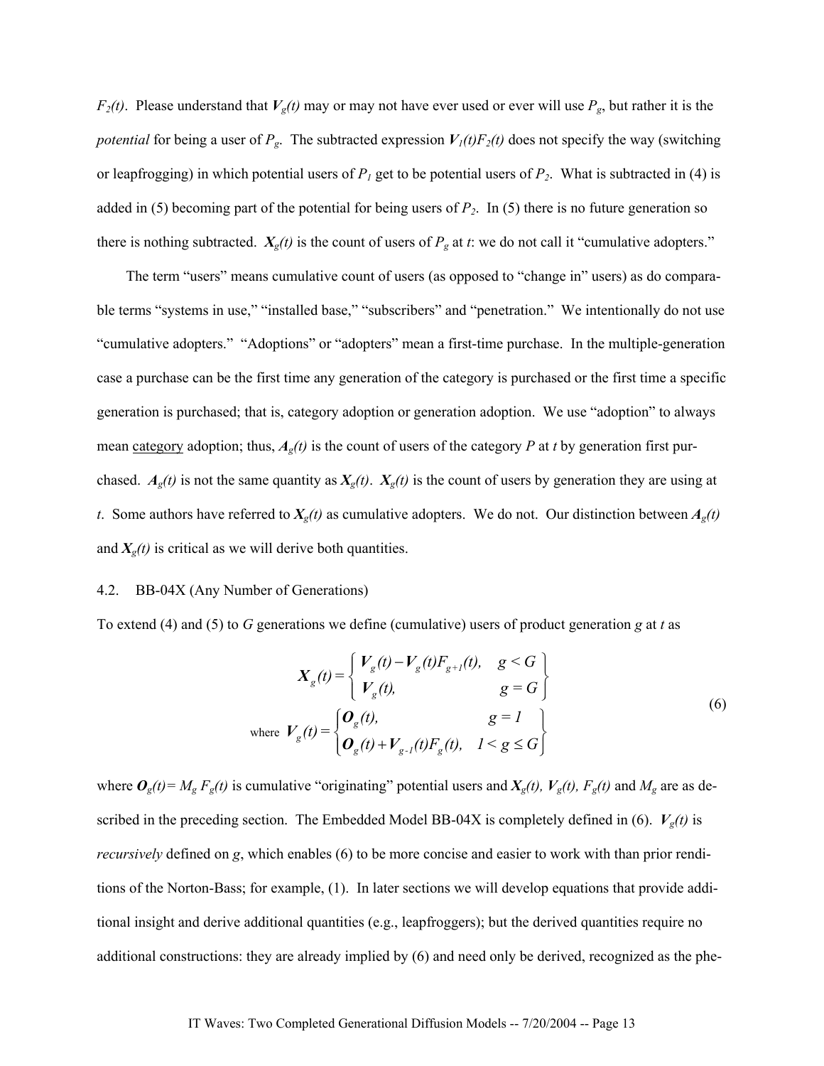$F_2(t)$. Please understand that $\boldsymbol{V}_g(t)$ may or may not have ever used or ever will use $P_g$, but rather it is the *potential* for being a user of $P_g$. The subtracted expression $\boldsymbol{V}_1(t)F_2(t)$ does not specify the way (switching or leapfrogging) in which potential users of $P_1$ get to be potential users of $P_2$. What is subtracted in (4) is added in (5) becoming part of the potential for being users of $P_2$. In (5) there is no future generation so there is nothing subtracted. $\boldsymbol{X}_g(t)$ is the count of users of $P_g$ at $t$: we do not call it "cumulative adopters."

The term "users" means cumulative count of users (as opposed to "change in" users) as do comparable terms "systems in use," "installed base," "subscribers" and "penetration." We intentionally do not use "cumulative adopters." "Adoptions" or "adopters" mean a first-time purchase. In the multiple-generation case a purchase can be the first time any generation of the category is purchased or the first time a specific generation is purchased; that is, category adoption or generation adoption. We use "adoption" to always mean category adoption; thus, $\boldsymbol{A}_g(t)$ is the count of users of the category $P$ at $t$ by generation first purchased. $\boldsymbol{A}_g(t)$ is not the same quantity as $\boldsymbol{X}_g(t)$. $\boldsymbol{X}_g(t)$ is the count of users by generation they are using at $t$. Some authors have referred to $\boldsymbol{X}_g(t)$ as cumulative adopters. We do not. Our distinction between $\boldsymbol{A}_g(t)$ and $\boldsymbol{X}_g(t)$ is critical as we will derive both quantities.

### 4.2. BB-04X (Any Number of Generations)

To extend (4) and (5) to $G$ generations we define (cumulative) users of product generation $g$ at $t$ as

$$
\boldsymbol{X}_g(t) = \begin{cases} \boldsymbol{V}_g(t) - \boldsymbol{V}_g(t)F_{g+1}(t), & g < G \\ \boldsymbol{V}_g(t), & g = G \end{cases}
$$

$$
\text{where } \boldsymbol{V}_g(t) = \begin{cases} \boldsymbol{O}_g(t), & g = 1 \\ \boldsymbol{O}_g(t) + \boldsymbol{V}_{g-1}(t)F_g(t), & 1 < g \leq G \end{cases} \tag{6}
$$

where $\boldsymbol{O}_g(t) = M_g F_g(t)$ is cumulative "originating" potential users and $\boldsymbol{X}_g(t)$, $\boldsymbol{V}_g(t)$, $F_g(t)$ and $M_g$ are as described in the preceding section. The Embedded Model BB-04X is completely defined in (6). $\boldsymbol{V}_g(t)$ is *recursively* defined on $g$, which enables (6) to be more concise and easier to work with than prior renditions of the Norton-Bass; for example, (1). In later sections we will develop equations that provide additional insight and derive additional quantities (e.g., leapfroggers); but the derived quantities require no additional constructions: they are already implied by (6) and need only be derived, recognized as the phe-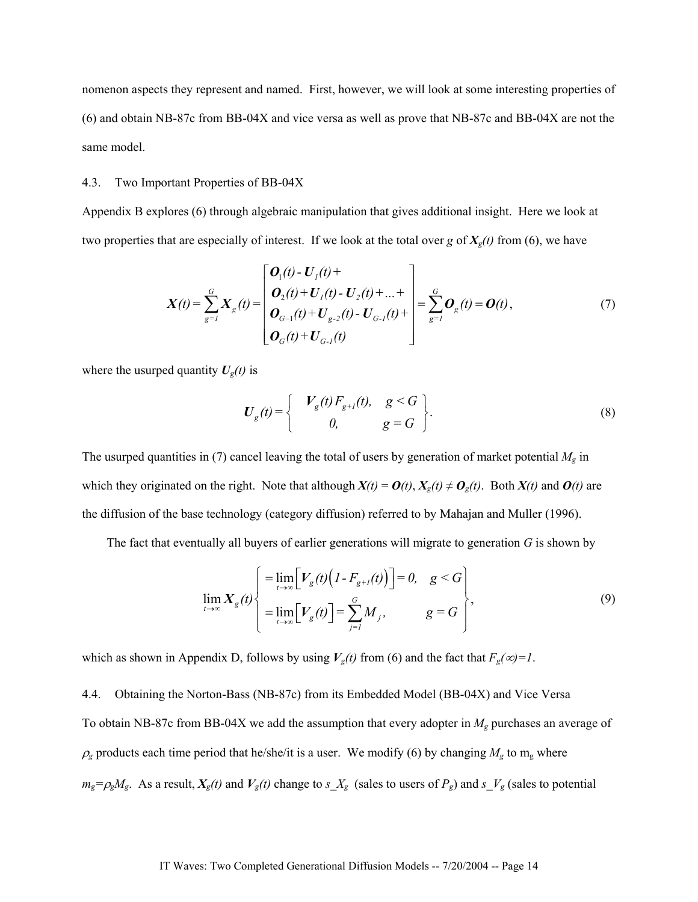nomenon aspects they represent and named. First, however, we will look at some interesting properties of (6) and obtain NB-87c from BB-04X and vice versa as well as prove that NB-87c and BB-04X are not the same model.

### 4.3. Two Important Properties of BB-04X

Appendix B explores (6) through algebraic manipulation that gives additional insight. Here we look at two properties that are especially of interest. If we look at the total over $g$ of $\boldsymbol{X}_g(t)$ from (6), we have

$$\boldsymbol{X}(t) = \sum_{g=1}^{G} \boldsymbol{X}_g(t) = \begin{bmatrix} \boldsymbol{O}_1(t) - \boldsymbol{U}_1(t) + \\ \boldsymbol{O}_2(t) + \boldsymbol{U}_1(t) - \boldsymbol{U}_2(t) + \ldots + \\ \boldsymbol{O}_{G-1}(t) + \boldsymbol{U}_{g-2}(t) - \boldsymbol{U}_{G-1}(t) + \\ \boldsymbol{O}_G(t) + \boldsymbol{U}_{G-1}(t) \end{bmatrix} = \sum_{g=1}^{G} \boldsymbol{O}_g(t) = \boldsymbol{O}(t), \tag{7}$$

where the usurped quantity $\boldsymbol{U}_g(t)$ is

$$\boldsymbol{U}_g(t) = \left\{ \begin{array}{cc} \boldsymbol{V}_g(t) F_{g+1}(t), & g < G \\ 0, & g = G \end{array} \right\}. \tag{8}$$

The usurped quantities in (7) cancel leaving the total of users by generation of market potential $M_g$ in which they originated on the right. Note that although $\boldsymbol{X}(t) = \boldsymbol{O}(t)$, $\boldsymbol{X}_g(t) \neq \boldsymbol{O}_g(t)$. Both $\boldsymbol{X}(t)$ and $\boldsymbol{O}(t)$ are the diffusion of the base technology (category diffusion) referred to by Mahajan and Muller (1996).

The fact that eventually all buyers of earlier generations will migrate to generation $G$ is shown by

$$\lim_{t \to \infty} \boldsymbol{X}_g(t) \left\{ \begin{array}{ll} = \lim_{t \to \infty} \left[ \boldsymbol{V}_g(t) \left( 1 - F_{g+1}(t) \right) \right] = 0, & g < G \\ = \lim_{t \to \infty} \left[ \boldsymbol{V}_g(t) \right] = \sum_{j=1}^{G} M_j, & g = G \end{array} \right\}, \tag{9}$$

which as shown in Appendix D, follows by using $\boldsymbol{V}_g(t)$ from (6) and the fact that $F_g(\infty)=1$.

### 4.4. Obtaining the Norton-Bass (NB-87c) from its Embedded Model (BB-04X) and Vice Versa

To obtain NB-87c from BB-04X we add the assumption that every adopter in $M_g$ purchases an average of $\rho_g$ products each time period that he/she/it is a user. We modify (6) by changing $M_g$ to $m_g$ where $m_g=\rho_g M_g$. As a result, $\boldsymbol{X}_g(t)$ and $\boldsymbol{V}_g(t)$ change to $s\_X_g$ (sales to users of $P_g$) and $s\_V_g$ (sales to potential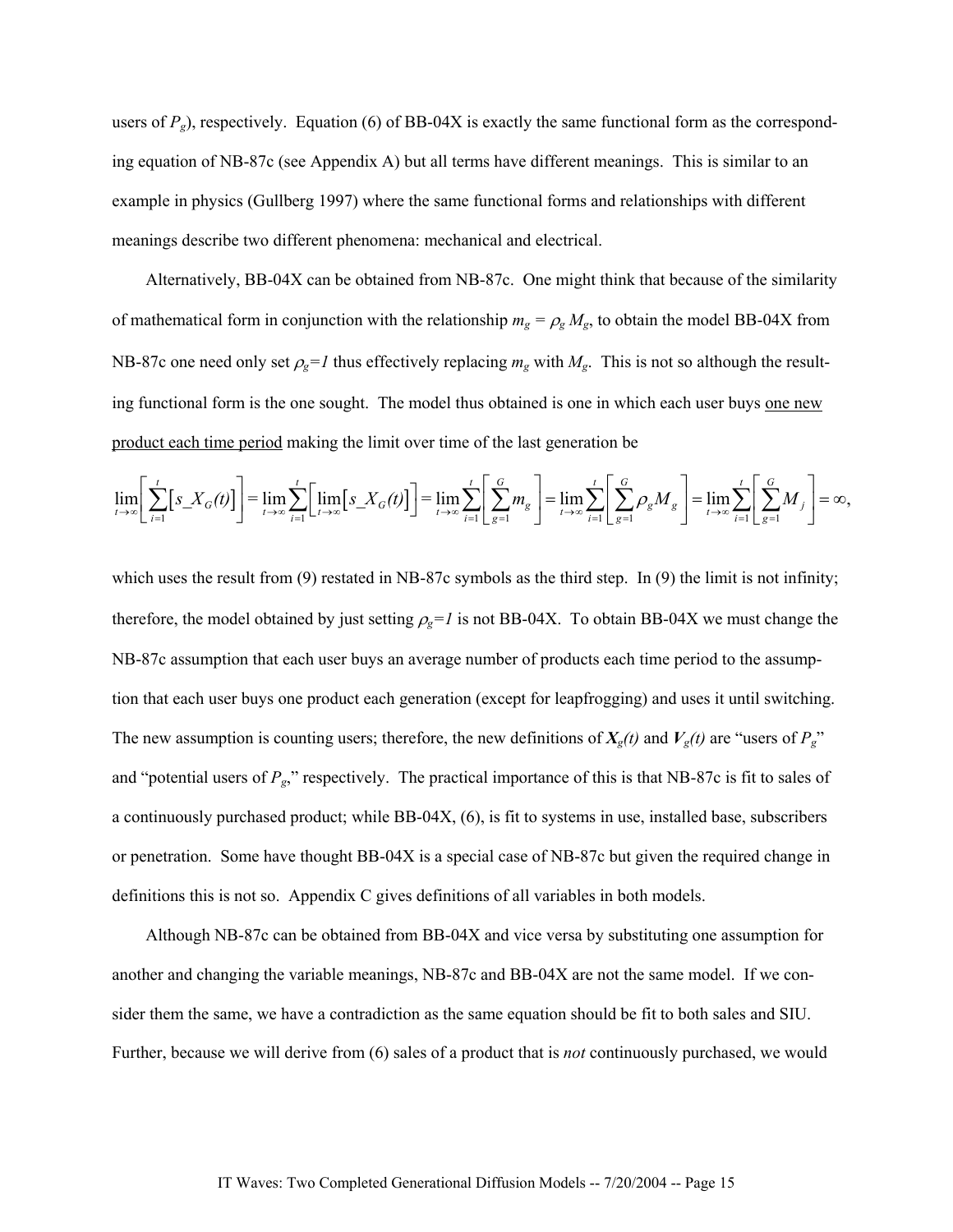users of $P_g$), respectively. Equation (6) of BB-04X is exactly the same functional form as the corresponding equation of NB-87c (see Appendix A) but all terms have different meanings. This is similar to an example in physics (Gullberg 1997) where the same functional forms and relationships with different meanings describe two different phenomena: mechanical and electrical.

Alternatively, BB-04X can be obtained from NB-87c. One might think that because of the similarity of mathematical form in conjunction with the relationship $m_g = \rho_g M_g$, to obtain the model BB-04X from NB-87c one need only set $\rho_g=1$ thus effectively replacing $m_g$ with $M_g$. This is not so although the resulting functional form is the one sought. The model thus obtained is one in which each user buys <u>one new product each time period</u> making the limit over time of the last generation be

$$\lim_{t\to\infty}\left[\sum_{i=1}^{t}\left[s\_X_G(t)\right]\right] = \lim_{t\to\infty}\sum_{i=1}^{t}\left[\lim_{t\to\infty}\left[s\_X_G(t)\right]\right] = \lim_{t\to\infty}\sum_{i=1}^{t}\left[\sum_{g=1}^{G} m_g\right] = \lim_{t\to\infty}\sum_{i=1}^{t}\left[\sum_{g=1}^{G}\rho_g M_g\right] = \lim_{t\to\infty}\sum_{i=1}^{t}\left[\sum_{g=1}^{G} M_j\right] = \infty,$$

which uses the result from (9) restated in NB-87c symbols as the third step. In (9) the limit is not infinity; therefore, the model obtained by just setting $\rho_g=1$ is not BB-04X. To obtain BB-04X we must change the NB-87c assumption that each user buys an average number of products each time period to the assumption that each user buys one product each generation (except for leapfrogging) and uses it until switching. The new assumption is counting users; therefore, the new definitions of $X_g(t)$ and $V_g(t)$ are "users of $P_g$" and "potential users of $P_g$," respectively. The practical importance of this is that NB-87c is fit to sales of a continuously purchased product; while BB-04X, (6), is fit to systems in use, installed base, subscribers or penetration. Some have thought BB-04X is a special case of NB-87c but given the required change in definitions this is not so. Appendix C gives definitions of all variables in both models.

Although NB-87c can be obtained from BB-04X and vice versa by substituting one assumption for another and changing the variable meanings, NB-87c and BB-04X are not the same model. If we consider them the same, we have a contradiction as the same equation should be fit to both sales and SIU. Further, because we will derive from (6) sales of a product that is *not* continuously purchased, we would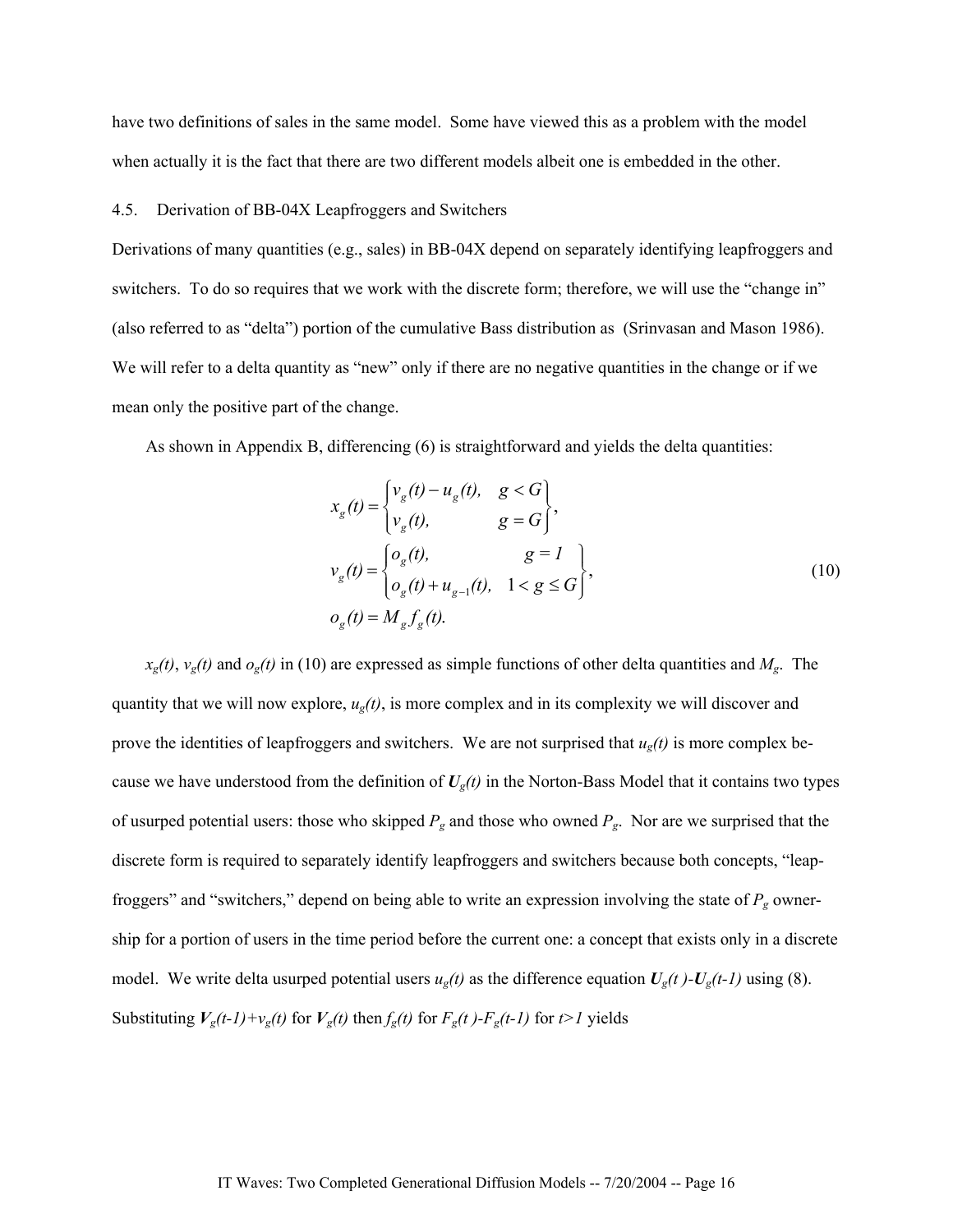have two definitions of sales in the same model. Some have viewed this as a problem with the model when actually it is the fact that there are two different models albeit one is embedded in the other.

### 4.5. Derivation of BB-04X Leapfroggers and Switchers

Derivations of many quantities (e.g., sales) in BB-04X depend on separately identifying leapfroggers and switchers. To do so requires that we work with the discrete form; therefore, we will use the "change in" (also referred to as "delta") portion of the cumulative Bass distribution as (Srinvasan and Mason 1986). We will refer to a delta quantity as "new" only if there are no negative quantities in the change or if we mean only the positive part of the change.

As shown in Appendix B, differencing (6) is straightforward and yields the delta quantities:

$$
\begin{aligned}
x_g(t) &= \begin{Bmatrix} v_g(t) - u_g(t), & g < G \\ v_g(t), & g = G \end{Bmatrix}, \\
v_g(t) &= \begin{Bmatrix} o_g(t), & g = 1 \\ o_g(t) + u_{g-1}(t), & 1 < g \le G \end{Bmatrix}, \\
o_g(t) &= M_g f_g(t).
\end{aligned} \tag{10}
$$

$x_g(t)$, $v_g(t)$ and $o_g(t)$ in (10) are expressed as simple functions of other delta quantities and $M_g$. The quantity that we will now explore, $u_g(t)$, is more complex and in its complexity we will discover and prove the identities of leapfroggers and switchers. We are not surprised that $u_g(t)$ is more complex because we have understood from the definition of $\boldsymbol{U}_g(t)$ in the Norton-Bass Model that it contains two types of usurped potential users: those who skipped $P_g$ and those who owned $P_g$. Nor are we surprised that the discrete form is required to separately identify leapfroggers and switchers because both concepts, "leapfroggers" and "switchers," depend on being able to write an expression involving the state of $P_g$ ownership for a portion of users in the time period before the current one: a concept that exists only in a discrete model. We write delta usurped potential users $u_g(t)$ as the difference equation $\boldsymbol{U}_g(t) - \boldsymbol{U}_g(t-1)$ using (8). Substituting $\boldsymbol{V}_g(t-1)+v_g(t)$ for $\boldsymbol{V}_g(t)$ then $f_g(t)$ for $F_g(t) - F_g(t-1)$ for $t>1$ yields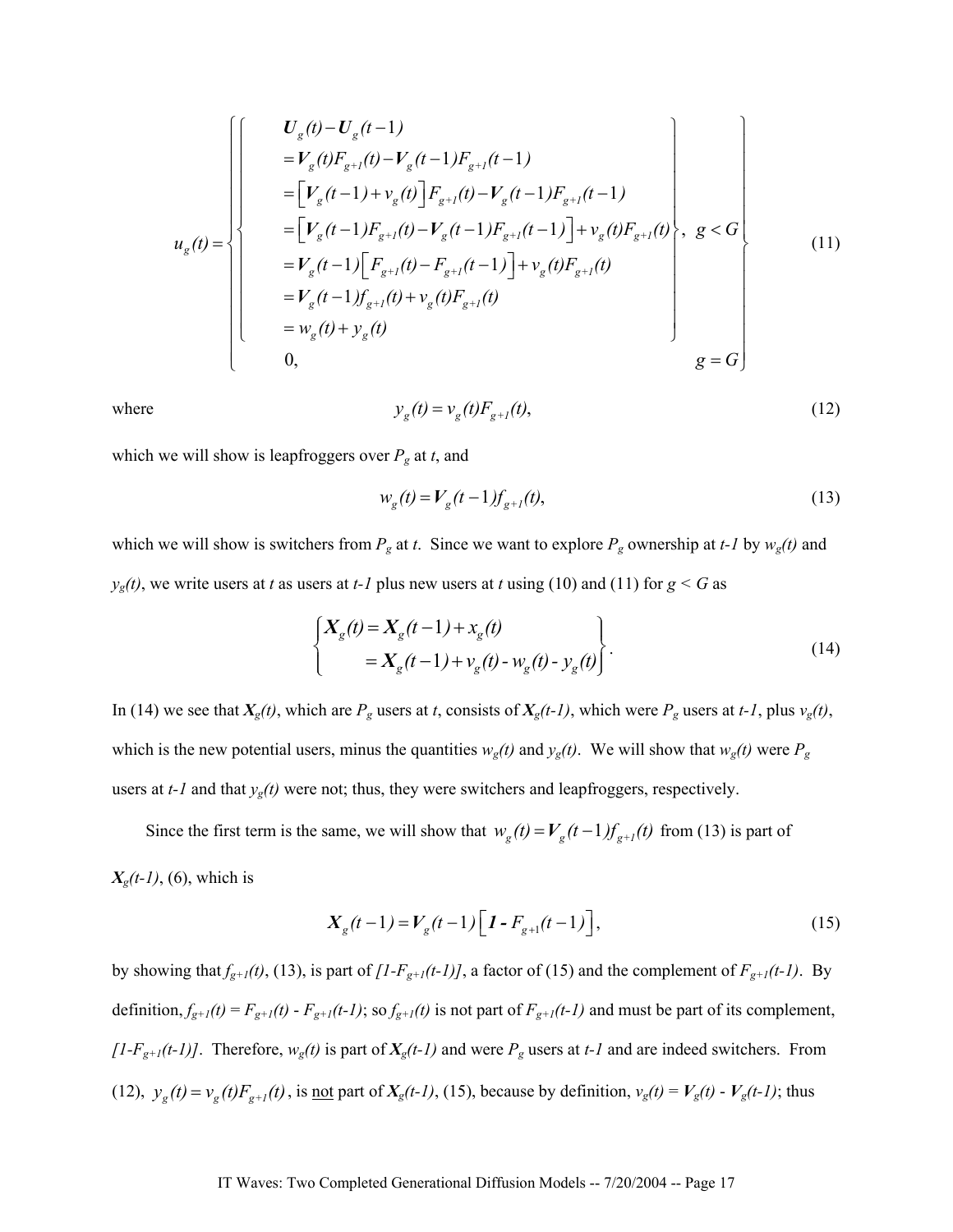$$
u_g(t) = \left\{ \begin{array}{ll} \left\{ \begin{array}{l} \boldsymbol{U}_g(t) - \boldsymbol{U}_g(t-1) \\ = \boldsymbol{V}_g(t) F_{g+1}(t) - \boldsymbol{V}_g(t-1) F_{g+1}(t-1) \\ = \left[ \boldsymbol{V}_g(t-1) + v_g(t) \right] F_{g+1}(t) - \boldsymbol{V}_g(t-1) F_{g+1}(t-1) \\ = \left[ \boldsymbol{V}_g(t-1) F_{g+1}(t) - \boldsymbol{V}_g(t-1) F_{g+1}(t-1) \right] + v_g(t) F_{g+1}(t) \\ = \boldsymbol{V}_g(t-1) \left[ F_{g+1}(t) - F_{g+1}(t-1) \right] + v_g(t) F_{g+1}(t) \\ = \boldsymbol{V}_g(t-1) f_{g+1}(t) + v_g(t) F_{g+1}(t) \\ = w_g(t) + y_g(t) \end{array} \right\}, & g < G \\ 0, & g = G \end{array} \right\} \tag{11}
$$

where
$$
y_g(t) = v_g(t) F_{g+1}(t), \tag{12}
$$

which we will show is leapfroggers over $P_g$ at *t*, and

$$
w_g(t) = \boldsymbol{V}_g(t-1) f_{g+1}(t), \tag{13}
$$

which we will show is switchers from $P_g$ at *t*. Since we want to explore $P_g$ ownership at *t-1* by $w_g(t)$ and $y_g(t)$, we write users at *t* as users at *t-1* plus new users at *t* using (10) and (11) for $g < G$ as

$$
\left\{ \begin{array}{l} \boldsymbol{X}_g(t) = \boldsymbol{X}_g(t-1) + x_g(t) \\ \quad = \boldsymbol{X}_g(t-1) + v_g(t) - w_g(t) - y_g(t) \end{array} \right\}. \tag{14}
$$

In (14) we see that $\boldsymbol{X}_g(t)$, which are $P_g$ users at *t*, consists of $\boldsymbol{X}_g(t-1)$, which were $P_g$ users at *t-1*, plus $v_g(t)$, which is the new potential users, minus the quantities $w_g(t)$ and $y_g(t)$. We will show that $w_g(t)$ were $P_g$ users at *t-1* and that $y_g(t)$ were not; thus, they were switchers and leapfroggers, respectively.

Since the first term is the same, we will show that $w_g(t) = \boldsymbol{V}_g(t-1) f_{g+1}(t)$ from (13) is part of $\boldsymbol{X}_g(t-1)$, (6), which is

$$
\boldsymbol{X}_g(t-1) = \boldsymbol{V}_g(t-1) \left[ \boldsymbol{I} - F_{g+1}(t-1) \right], \tag{15}
$$

by showing that $f_{g+1}(t)$, (13), is part of $[1-F_{g+1}(t-1)]$, a factor of (15) and the complement of $F_{g+1}(t-1)$. By definition, $f_{g+1}(t) = F_{g+1}(t) - F_{g+1}(t-1)$; so $f_{g+1}(t)$ is not part of $F_{g+1}(t-1)$ and must be part of its complement, $[1-F_{g+1}(t-1)]$. Therefore, $w_g(t)$ is part of $\boldsymbol{X}_g(t-1)$ and were $P_g$ users at *t-1* and are indeed switchers. From (12), $y_g(t) = v_g(t) F_{g+1}(t)$, is <u>not</u> part of $\boldsymbol{X}_g(t-1)$, (15), because by definition, $v_g(t) = \boldsymbol{V}_g(t) - \boldsymbol{V}_g(t-1)$; thus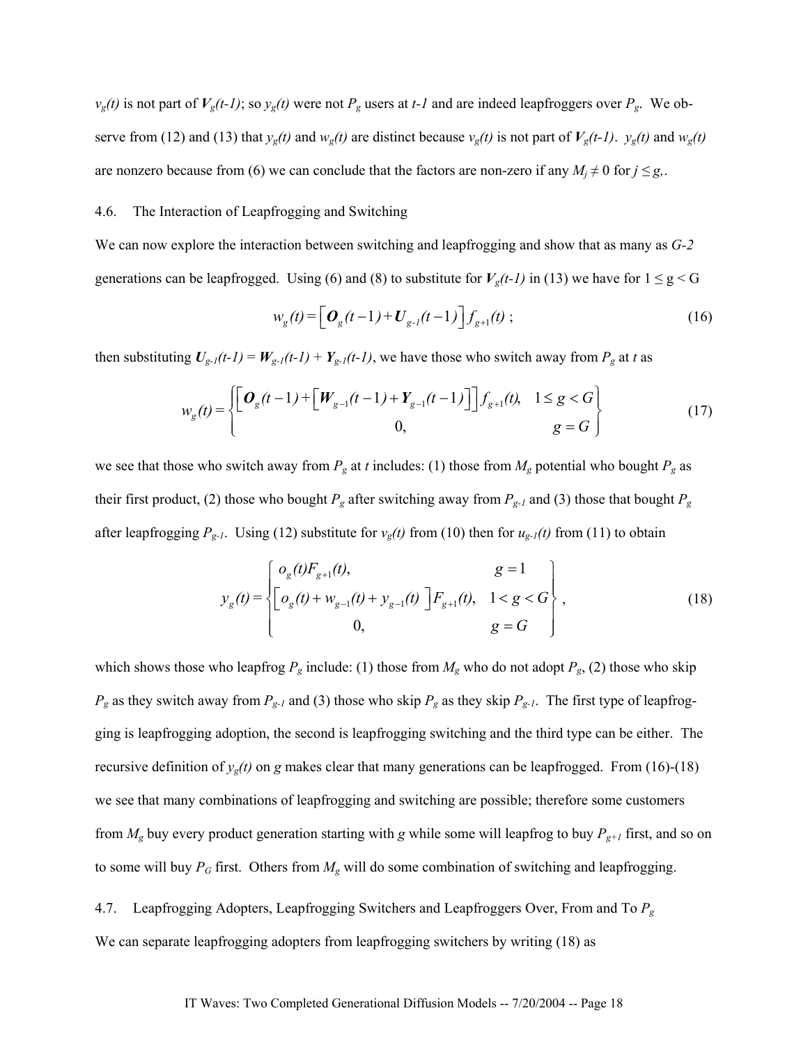$v_g(t)$ is not part of $\boldsymbol{V}_g(t\text{-}1)$; so $y_g(t)$ were not $P_g$ users at $t\text{-}1$ and are indeed leapfroggers over $P_g$. We observe from (12) and (13) that $y_g(t)$ and $w_g(t)$ are distinct because $v_g(t)$ is not part of $\boldsymbol{V}_g(t\text{-}1)$. $y_g(t)$ and $w_g(t)$ are nonzero because from (6) we can conclude that the factors are non-zero if any $M_j \neq 0$ for $j \leq g$,.

### 4.6. The Interaction of Leapfrogging and Switching

We can now explore the interaction between switching and leapfrogging and show that as many as $G\text{-}2$ generations can be leapfrogged. Using (6) and (8) to substitute for $\boldsymbol{V}_g(t\text{-}1)$ in (13) we have for $1 \leq g < G$

$$w_g(t) = \left[\boldsymbol{O}_g(t-1) + \boldsymbol{U}_{g-1}(t-1)\right] f_{g+1}(t)\ ; \tag{16}$$

then substituting $\boldsymbol{U}_{g-1}(t\text{-}1) = \boldsymbol{W}_{g-1}(t\text{-}1) + \boldsymbol{Y}_{g-1}(t\text{-}1)$, we have those who switch away from $P_g$ at $t$ as

$$w_g(t) = \begin{cases} \left[\boldsymbol{O}_g(t-1) + \left[\boldsymbol{W}_{g-1}(t-1) + \boldsymbol{Y}_{g-1}(t-1)\right]\right] f_{g+1}(t), & 1 \leq g < G \\ 0, & g = G \end{cases} \tag{17}$$

we see that those who switch away from $P_g$ at $t$ includes: (1) those from $M_g$ potential who bought $P_g$ as their first product, (2) those who bought $P_g$ after switching away from $P_{g-1}$ and (3) those that bought $P_g$ after leapfrogging $P_{g-1}$. Using (12) substitute for $v_g(t)$ from (10) then for $u_{g-1}(t)$ from (11) to obtain

$$y_g(t) = \begin{cases} o_g(t) F_{g+1}(t), & g = 1 \\ \left[o_g(t) + w_{g-1}(t) + y_{g-1}(t)\right] F_{g+1}(t), & 1 < g < G \\ 0, & g = G \end{cases}, \tag{18}$$

which shows those who leapfrog $P_g$ include: (1) those from $M_g$ who do not adopt $P_g$, (2) those who skip $P_g$ as they switch away from $P_{g-1}$ and (3) those who skip $P_g$ as they skip $P_{g-1}$. The first type of leapfrogging is leapfrogging adoption, the second is leapfrogging switching and the third type can be either. The recursive definition of $y_g(t)$ on $g$ makes clear that many generations can be leapfrogged. From (16)-(18) we see that many combinations of leapfrogging and switching are possible; therefore some customers from $M_g$ buy every product generation starting with $g$ while some will leapfrog to buy $P_{g+1}$ first, and so on to some will buy $P_G$ first. Others from $M_g$ will do some combination of switching and leapfrogging.

### 4.7. Leapfrogging Adopters, Leapfrogging Switchers and Leapfroggers Over, From and To $P_g$

We can separate leapfrogging adopters from leapfrogging switchers by writing (18) as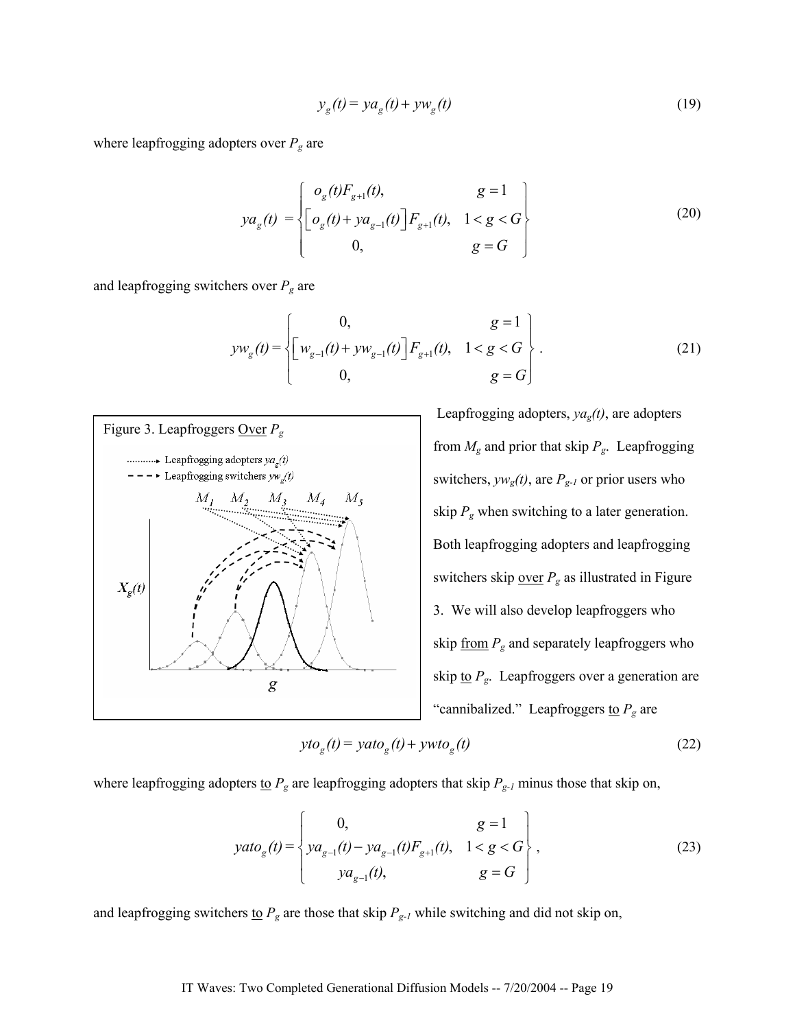$$y_g(t) = ya_g(t) + yw_g(t) \tag{19}$$

where leapfrogging adopters over $P_g$ are

$$ya_g(t) = \begin{Bmatrix} o_g(t)F_{g+1}(t), & g=1 \\ \left[o_g(t) + ya_{g-1}(t)\right]F_{g+1}(t), & 1<g<G \\ 0, & g=G \end{Bmatrix} \tag{20}$$

and leapfrogging switchers over $P_g$ are

$$yw_g(t) = \begin{Bmatrix} 0, & g=1 \\ \left[w_{g-1}(t) + yw_{g-1}(t)\right]F_{g+1}(t), & 1<g<G \\ 0, & g=G \end{Bmatrix}. \tag{21}$$

Figure 3. Leapfroggers <u>Over</u> $P_g$

Leapfrogging adopters $ya_g(t)$

Leapfrogging switchers $yw_g(t)$

$M_1$ $M_2$ $M_3$ $M_4$ $M_5$

$X_g(t)$

$g$

Leapfrogging adopters, $ya_g(t)$, are adopters from $M_g$ and prior that skip $P_g$. Leapfrogging switchers, $yw_g(t)$, are $P_{g-1}$ or prior users who skip $P_g$ when switching to a later generation. Both leapfrogging adopters and leapfrogging switchers skip <u>over</u> $P_g$ as illustrated in Figure 3. We will also develop leapfroggers who skip <u>from</u> $P_g$ and separately leapfroggers who skip <u>to</u> $P_g$. Leapfroggers over a generation are "cannibalized." Leapfroggers <u>to</u> $P_g$ are

$$yto_g(t) = yato_g(t) + ywto_g(t) \tag{22}$$

where leapfrogging adopters <u>to</u> $P_g$ are leapfrogging adopters that skip $P_{g-1}$ minus those that skip on,

$$yato_g(t) = \begin{Bmatrix} 0, & g=1 \\ ya_{g-1}(t) - ya_{g-1}(t)F_{g+1}(t), & 1<g<G \\ ya_{g-1}(t), & g=G \end{Bmatrix}, \tag{23}$$

and leapfrogging switchers <u>to</u> $P_g$ are those that skip $P_{g-1}$ while switching and did not skip on,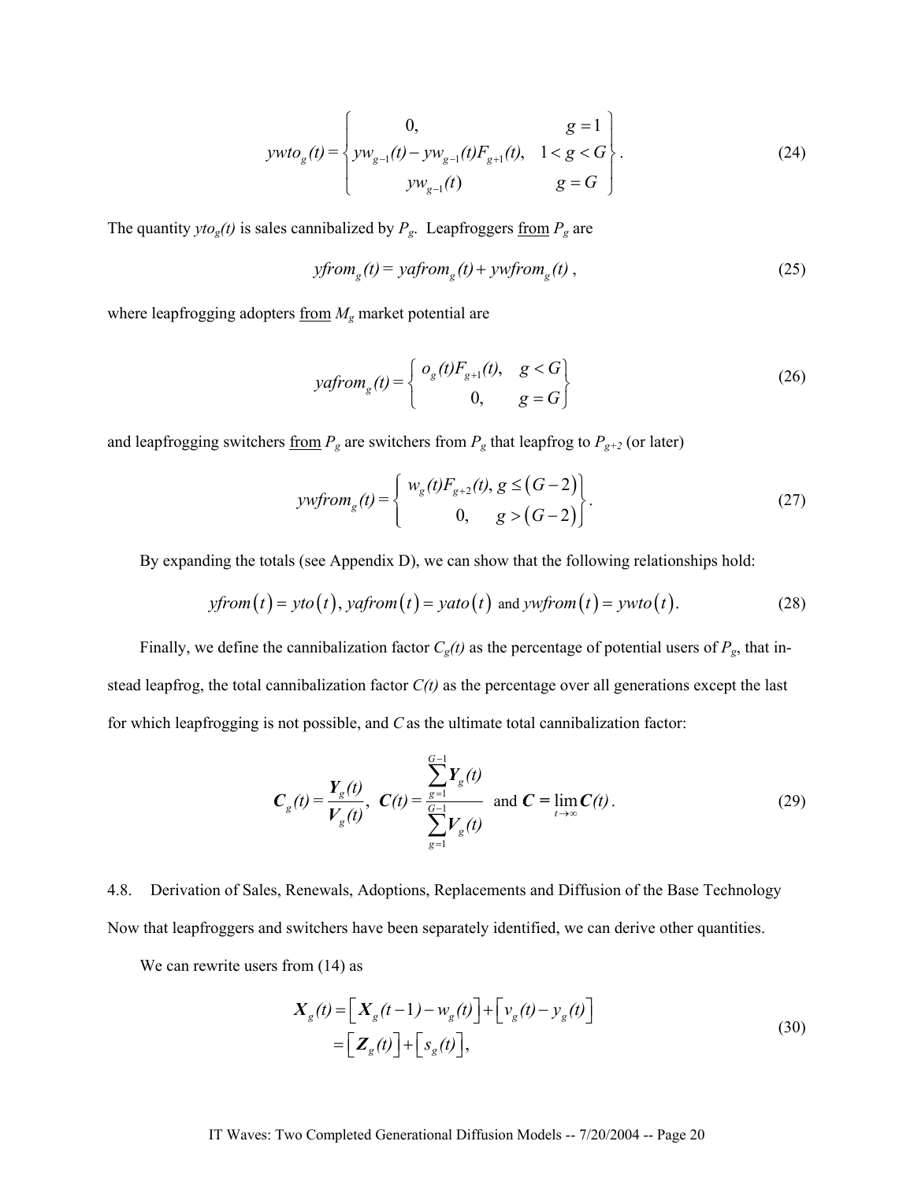$$ywto_g(t) = \left\{ \begin{array}{cc} 0, & g = 1 \\ yw_{g-1}(t) - yw_{g-1}(t)F_{g+1}(t), & 1 < g < G \\ yw_{g-1}(t) & g = G \end{array} \right\}. \tag{24}$$

The quantity $yto_g(t)$ is sales cannibalized by $P_g$. Leapfroggers <u>from</u> $P_g$ are

$$yfrom_g(t) = yafrom_g(t) + ywfrom_g(t)\ , \tag{25}$$

where leapfrogging adopters <u>from</u> $M_g$ market potential are

$$yafrom_g(t) = \left\{ \begin{array}{cc} o_g(t)F_{g+1}(t), & g < G \\ 0, & g = G \end{array} \right\} \tag{26}$$

and leapfrogging switchers <u>from</u> $P_g$ are switchers from $P_g$ that leapfrog to $P_{g+2}$ (or later)

$$ywfrom_g(t) = \left\{ \begin{array}{cc} w_g(t)F_{g+2}(t), & g \le (G-2) \\ 0, & g > (G-2) \end{array} \right\}. \tag{27}$$

By expanding the totals (see Appendix D), we can show that the following relationships hold:

$$yfrom(t) = yto(t),\ yafrom(t) = yato(t) \text{ and } ywfrom(t) = ywto(t). \tag{28}$$

Finally, we define the cannibalization factor $C_g(t)$ as the percentage of potential users of $P_g$, that instead leapfrog, the total cannibalization factor $C(t)$ as the percentage over all generations except the last for which leapfrogging is not possible, and $C$ as the ultimate total cannibalization factor:

$$\boldsymbol{C}_g(t) = \frac{\boldsymbol{Y}_g(t)}{\boldsymbol{V}_g(t)},\ \ \boldsymbol{C}(t) = \frac{\sum_{g=1}^{G-1} \boldsymbol{Y}_g(t)}{\sum_{g=1}^{G-1} \boldsymbol{V}_g(t)} \ \text{ and } \boldsymbol{C} = \lim_{t \to \infty} \boldsymbol{C}(t)\,. \tag{29}$$

4.8. Derivation of Sales, Renewals, Adoptions, Replacements and Diffusion of the Base Technology

Now that leapfroggers and switchers have been separately identified, we can derive other quantities.

We can rewrite users from (14) as

$$\begin{aligned} \boldsymbol{X}_g(t) &= \left[ \boldsymbol{X}_g(t-1) - w_g(t) \right] + \left[ v_g(t) - y_g(t) \right] \\ &= \left[ \boldsymbol{Z}_g(t) \right] + \left[ s_g(t) \right], \end{aligned} \tag{30}$$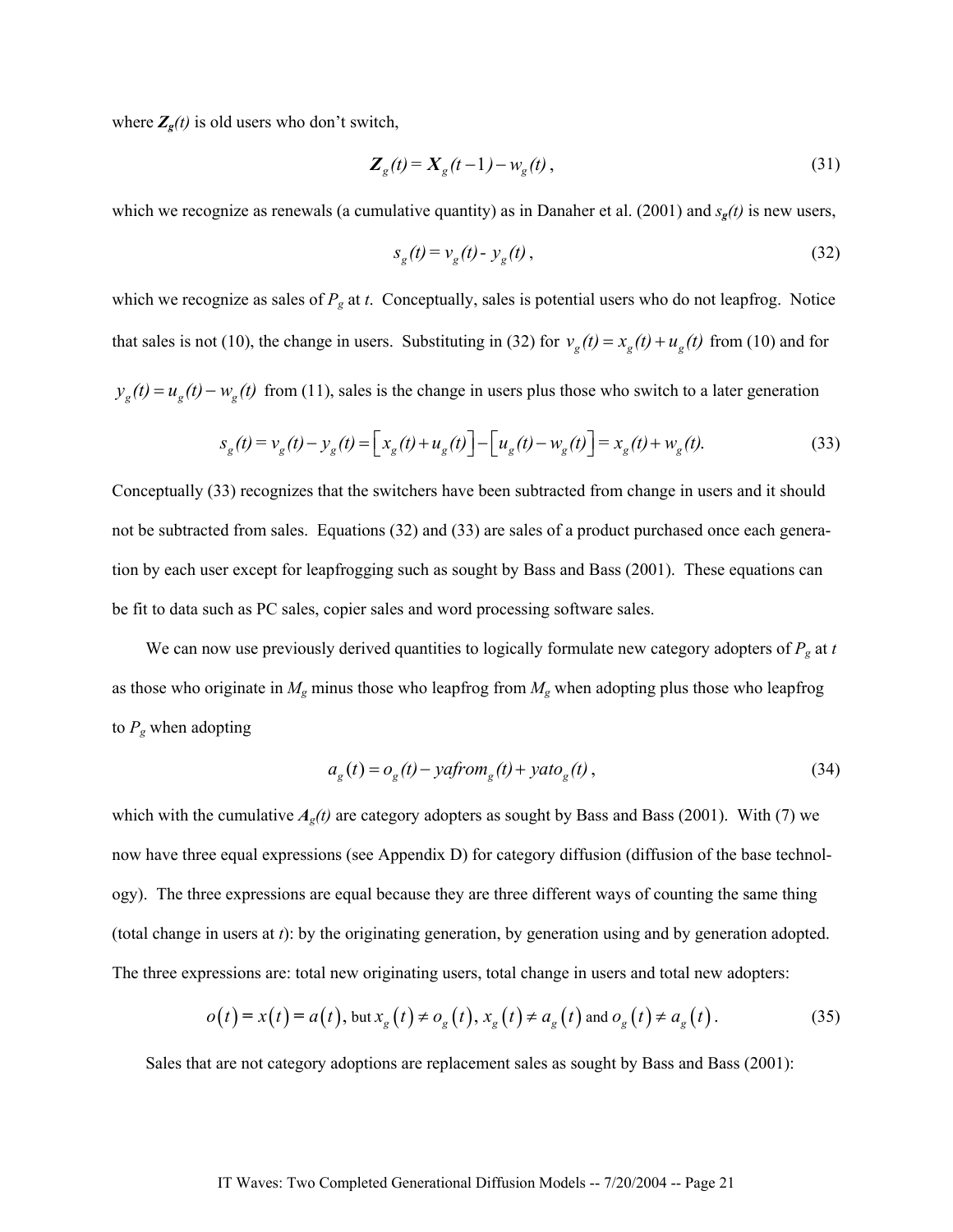where $\boldsymbol{Z}_g(t)$ is old users who don't switch,

$$\boldsymbol{Z}_g(t) = \boldsymbol{X}_g(t-1) - w_g(t)\,, \tag{31}$$

which we recognize as renewals (a cumulative quantity) as in Danaher et al. (2001) and $s_g(t)$ is new users,

$$s_g(t) = v_g(t) - y_g(t)\,, \tag{32}$$

which we recognize as sales of $P_g$ at $t$. Conceptually, sales is potential users who do not leapfrog. Notice that sales is not (10), the change in users. Substituting in (32) for $v_g(t) = x_g(t) + u_g(t)$ from (10) and for $y_g(t) = u_g(t) - w_g(t)$ from (11), sales is the change in users plus those who switch to a later generation

$$s_g(t) = v_g(t) - y_g(t) = \left[x_g(t) + u_g(t)\right] - \left[u_g(t) - w_g(t)\right] = x_g(t) + w_g(t). \tag{33}$$

Conceptually (33) recognizes that the switchers have been subtracted from change in users and it should not be subtracted from sales. Equations (32) and (33) are sales of a product purchased once each generation by each user except for leapfrogging such as sought by Bass and Bass (2001). These equations can be fit to data such as PC sales, copier sales and word processing software sales.

We can now use previously derived quantities to logically formulate new category adopters of $P_g$ at $t$ as those who originate in $M_g$ minus those who leapfrog from $M_g$ when adopting plus those who leapfrog to $P_g$ when adopting

$$a_g(t) = o_g(t) - yafrom_g(t) + yato_g(t)\,, \tag{34}$$

which with the cumulative $\boldsymbol{A}_g(t)$ are category adopters as sought by Bass and Bass (2001). With (7) we now have three equal expressions (see Appendix D) for category diffusion (diffusion of the base technology). The three expressions are equal because they are three different ways of counting the same thing (total change in users at $t$): by the originating generation, by generation using and by generation adopted. The three expressions are: total new originating users, total change in users and total new adopters:

$$o(t) = x(t) = a(t), \text{ but } x_g(t) \neq o_g(t),\ x_g(t) \neq a_g(t) \text{ and } o_g(t) \neq a_g(t). \tag{35}$$

Sales that are not category adoptions are replacement sales as sought by Bass and Bass (2001):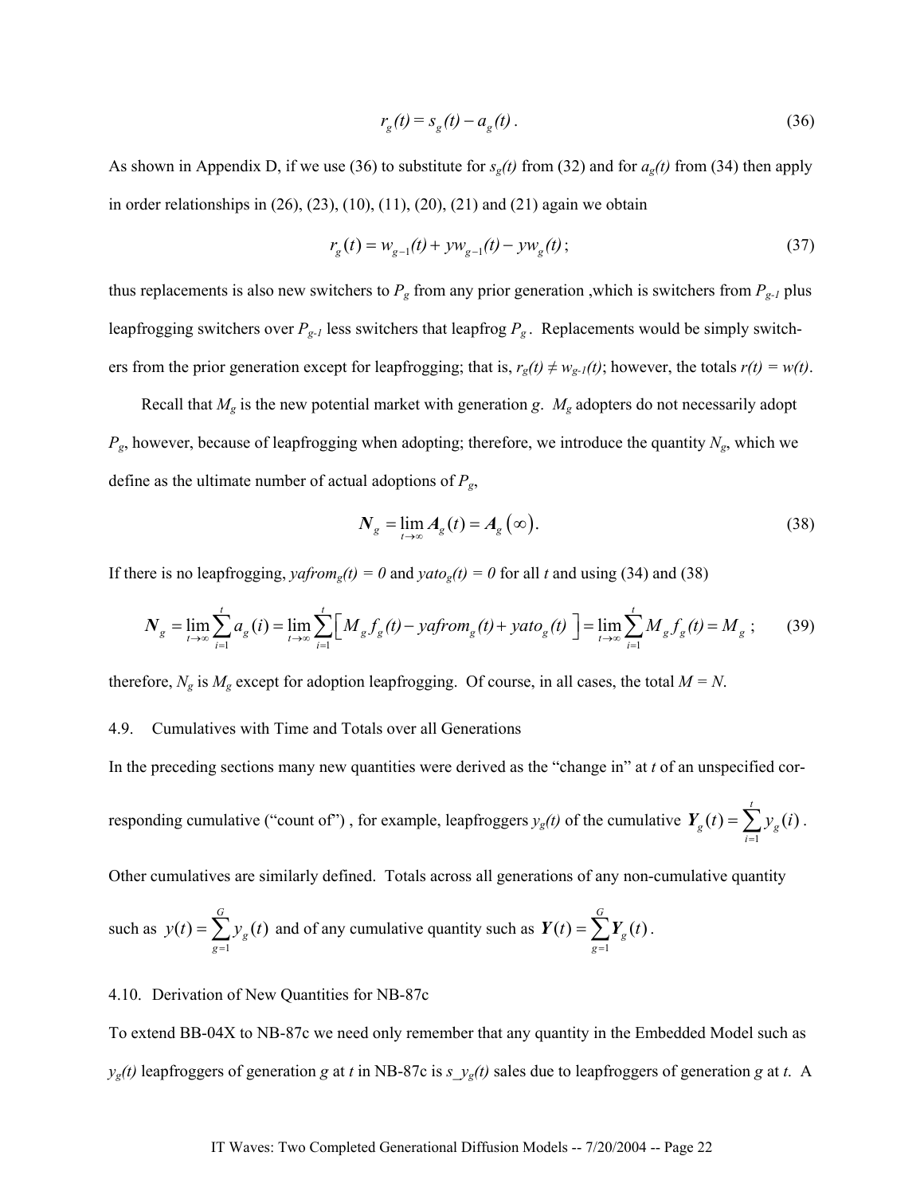$$r_g(t) = s_g(t) - a_g(t)\,. \tag{36}$$

As shown in Appendix D, if we use (36) to substitute for $s_g(t)$ from (32) and for $a_g(t)$ from (34) then apply in order relationships in (26), (23), (10), (11), (20), (21) and (21) again we obtain

$$r_g(t) = w_{g-1}(t) + yw_{g-1}(t) - yw_g(t)\,; \tag{37}$$

thus replacements is also new switchers to $P_g$ from any prior generation ,which is switchers from $P_{g-1}$ plus leapfrogging switchers over $P_{g-1}$ less switchers that leapfrog $P_g$. Replacements would be simply switchers from the prior generation except for leapfrogging; that is, $r_g(t) \neq w_{g-1}(t)$; however, the totals $r(t) = w(t)$.

Recall that $M_g$ is the new potential market with generation $g$. $M_g$ adopters do not necessarily adopt $P_g$, however, because of leapfrogging when adopting; therefore, we introduce the quantity $N_g$, which we define as the ultimate number of actual adoptions of $P_g$,

$$\boldsymbol{N}_g = \lim_{t \to \infty} \boldsymbol{A}_g(t) = \boldsymbol{A}_g(\infty). \tag{38}$$

If there is no leapfrogging, $yafrom_g(t) = 0$ and $yato_g(t) = 0$ for all $t$ and using (34) and (38)

$$\boldsymbol{N}_g = \lim_{t \to \infty} \sum_{i=1}^{t} a_g(i) = \lim_{t \to \infty} \sum_{i=1}^{t} \left[ M_g f_g(t) - yafrom_g(t) + yato_g(t) \right] = \lim_{t \to \infty} \sum_{i=1}^{t} M_g f_g(t) = M_g\,; \tag{39}$$

therefore, $N_g$ is $M_g$ except for adoption leapfrogging. Of course, in all cases, the total $M = N$.

## 4.9. Cumulatives with Time and Totals over all Generations

In the preceding sections many new quantities were derived as the "change in" at $t$ of an unspecified corresponding cumulative ("count of") , for example, leapfroggers $y_g(t)$ of the cumulative $\boldsymbol{Y}_g(t) = \sum_{i=1}^{t} y_g(i)$.

Other cumulatives are similarly defined. Totals across all generations of any non-cumulative quantity such as $y(t) = \sum_{g=1}^{G} y_g(t)$ and of any cumulative quantity such as $\boldsymbol{Y}(t) = \sum_{g=1}^{G} \boldsymbol{Y}_g(t)$.

## 4.10. Derivation of New Quantities for NB-87c

To extend BB-04X to NB-87c we need only remember that any quantity in the Embedded Model such as $y_g(t)$ leapfroggers of generation $g$ at $t$ in NB-87c is $s\_y_g(t)$ sales due to leapfroggers of generation $g$ at $t$. A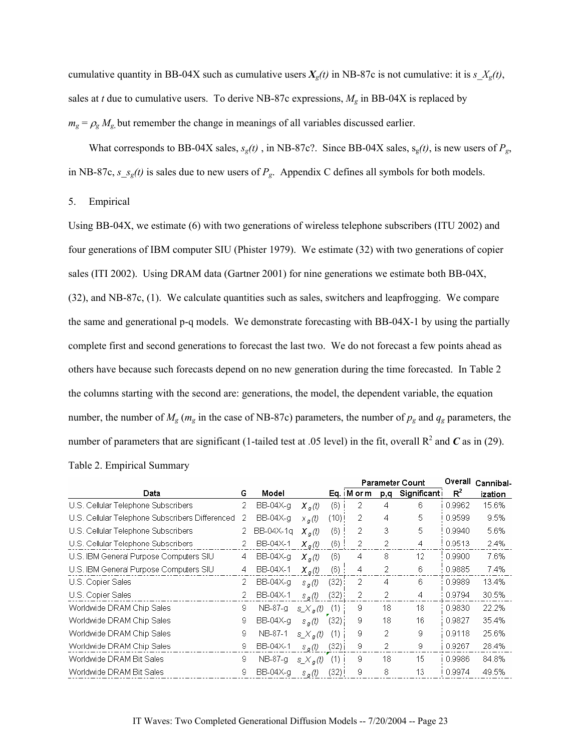cumulative quantity in BB-04X such as cumulative users $X_g(t)$ in NB-87c is not cumulative: it is $s\_X_g(t)$, sales at $t$ due to cumulative users. To derive NB-87c expressions, $M_g$ in BB-04X is replaced by $m_g = \rho_g M_g$, but remember the change in meanings of all variables discussed earlier.

What corresponds to BB-04X sales, $s_g(t)$, in NB-87c?. Since BB-04X sales, $s_g(t)$, is new users of $P_g$, in NB-87c, $s\_s_g(t)$ is sales due to new users of $P_g$. Appendix C defines all symbols for both models.

## 5. Empirical

Using BB-04X, we estimate (6) with two generations of wireless telephone subscribers (ITU 2002) and four generations of IBM computer SIU (Phister 1979). We estimate (32) with two generations of copier sales (ITI 2002). Using DRAM data (Gartner 2001) for nine generations we estimate both BB-04X, (32), and NB-87c, (1). We calculate quantities such as sales, switchers and leapfrogging. We compare the same and generational p-q models. We demonstrate forecasting with BB-04X-1 by using the partially complete first and second generations to forecast the last two. We do not forecast a few points ahead as others have because such forecasts depend on no new generation during the time forecasted. In Table 2 the columns starting with the second are: generations, the model, the dependent variable, the equation number, the number of $M_g$ ($m_g$ in the case of NB-87c) parameters, the number of $p_g$ and $q_g$ parameters, the number of parameters that are significant (1-tailed test at .05 level) in the fit, overall $R^2$ and $\boldsymbol{C}$ as in (29).

Table 2. Empirical Summary

| | | | | | Parameter Count | | | Overall | Cannibal- |
|---|---|---|---|---|---|---|---|---|---|
| Data | G | Model | | Eq. | M or m | p,q | Significant | $R^2$ | ization |
| U.S. Cellular Telephone Subscribers | 2 | BB-04X-g | $X_g(t)$ | (6) | 2 | 4 | 6 | 0.9962 | 15.6% |
| U.S. Cellular Telephone Subscribers Differenced | 2 | BB-04X-g | $x_g(t)$ | (10) | 2 | 4 | 5 | 0.9599 | 9.5% |
| U.S. Cellular Telephone Subscribers | 2 | BB-04X-1q | $X_g(t)$ | (6) | 2 | 3 | 5 | 0.9940 | 5.6% |
| U.S. Cellular Telephone Subscribers | 2 | BB-04X-1 | $X_g(t)$ | (6) | 2 | 2 | 4 | 0.9513 | 2.4% |
| U.S. IBM General Purpose Computers SIU | 4 | BB-04X-g | $X_g(t)$ | (6) | 4 | 8 | 12 | 0.9900 | 7.6% |
| U.S. IBM General Purpose Computers SIU | 4 | BB-04X-1 | $X_g(t)$ | (6) | 4 | 2 | 6 | 0.9885 | 7.4% |
| U.S. Copier Sales | 2 | BB-04X-g | $s_g(t)$ | (32) | 2 | 4 | 6 | 0.9989 | 13.4% |
| U.S. Copier Sales | 2 | BB-04X-1 | $s_g(t)$ | (32) | 2 | 2 | 4 | 0.9794 | 30.5% |
| Worldwide DRAM Chip Sales | 9 | NB-87-g | $s\_X_g(t)$ | (1) | 9 | 18 | 18 | 0.9830 | 22.2% |
| Worldwide DRAM Chip Sales | 9 | BB-04X-g | $s_g(t)$ | (32) | 9 | 18 | 16 | 0.9827 | 35.4% |
| Worldwide DRAM Chip Sales | 9 | NB-87-1 | $s\_X_g(t)$ | (1) | 9 | 2 | 9 | 0.9118 | 25.6% |
| Worldwide DRAM Chip Sales | 9 | BB-04X-1 | $s_g(t)$ | (32) | 9 | 2 | 9 | 0.9267 | 28.4% |
| Worldwide DRAM Bit Sales | 9 | NB-87-g | $s\_X_g(t)$ | (1) | 9 | 18 | 15 | 0.9986 | 84.8% |
| Worldwide DRAM Bit Sales | 9 | BB-04X-g | $s_g(t)$ | (32) | 9 | 8 | 13 | 0.9974 | 49.5% |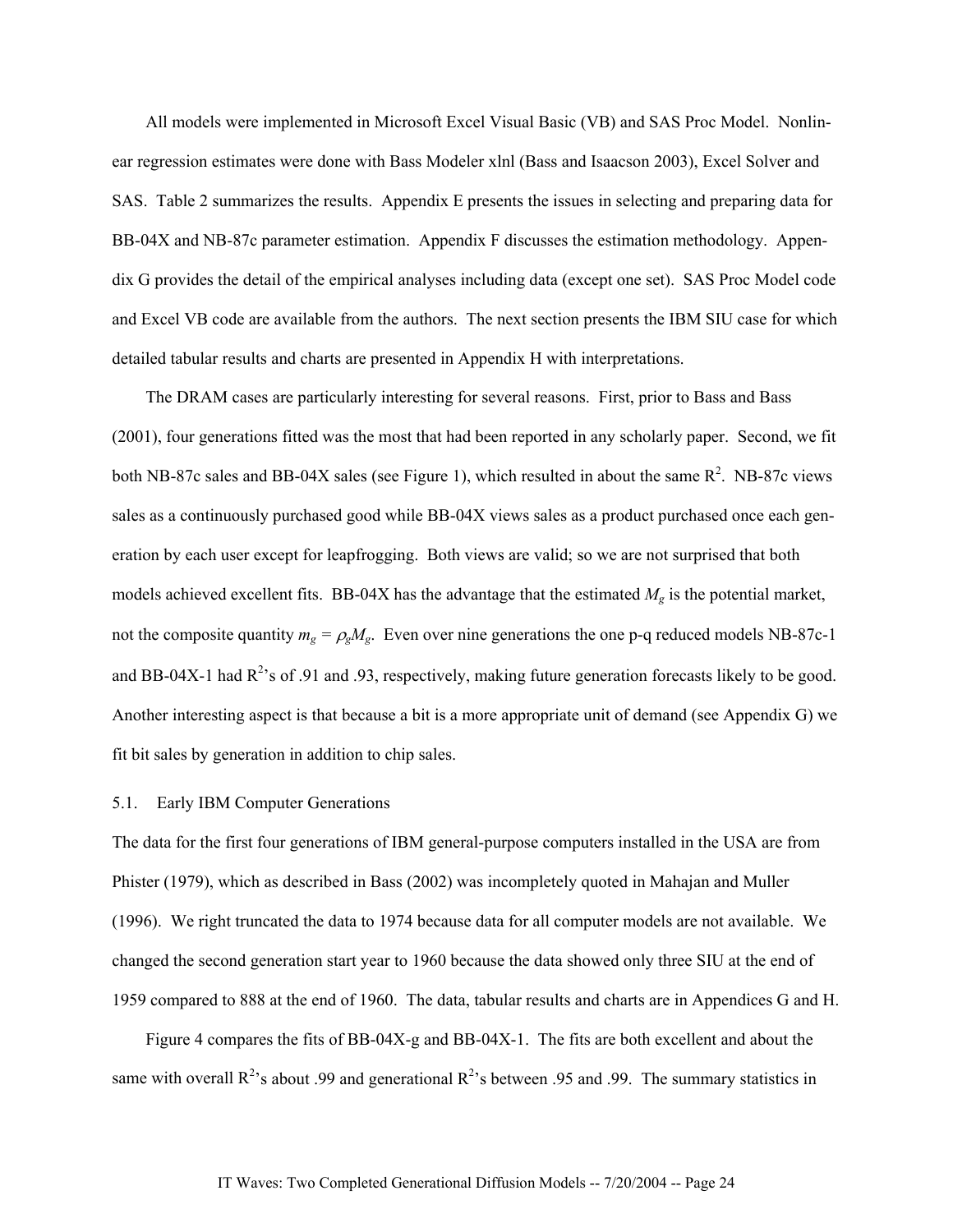All models were implemented in Microsoft Excel Visual Basic (VB) and SAS Proc Model. Nonlinear regression estimates were done with Bass Modeler xlnl (Bass and Isaacson 2003), Excel Solver and SAS. Table 2 summarizes the results. Appendix E presents the issues in selecting and preparing data for BB-04X and NB-87c parameter estimation. Appendix F discusses the estimation methodology. Appendix G provides the detail of the empirical analyses including data (except one set). SAS Proc Model code and Excel VB code are available from the authors. The next section presents the IBM SIU case for which detailed tabular results and charts are presented in Appendix H with interpretations.

The DRAM cases are particularly interesting for several reasons. First, prior to Bass and Bass (2001), four generations fitted was the most that had been reported in any scholarly paper. Second, we fit both NB-87c sales and BB-04X sales (see Figure 1), which resulted in about the same $R^2$. NB-87c views sales as a continuously purchased good while BB-04X views sales as a product purchased once each generation by each user except for leapfrogging. Both views are valid; so we are not surprised that both models achieved excellent fits. BB-04X has the advantage that the estimated $M_g$ is the potential market, not the composite quantity $m_g = \rho_g M_g$. Even over nine generations the one p-q reduced models NB-87c-1 and BB-04X-1 had $R^2$'s of .91 and .93, respectively, making future generation forecasts likely to be good. Another interesting aspect is that because a bit is a more appropriate unit of demand (see Appendix G) we fit bit sales by generation in addition to chip sales.

### 5.1. Early IBM Computer Generations

The data for the first four generations of IBM general-purpose computers installed in the USA are from Phister (1979), which as described in Bass (2002) was incompletely quoted in Mahajan and Muller (1996). We right truncated the data to 1974 because data for all computer models are not available. We changed the second generation start year to 1960 because the data showed only three SIU at the end of 1959 compared to 888 at the end of 1960. The data, tabular results and charts are in Appendices G and H.

Figure 4 compares the fits of BB-04X-g and BB-04X-1. The fits are both excellent and about the same with overall $R^2$'s about .99 and generational $R^2$'s between .95 and .99. The summary statistics in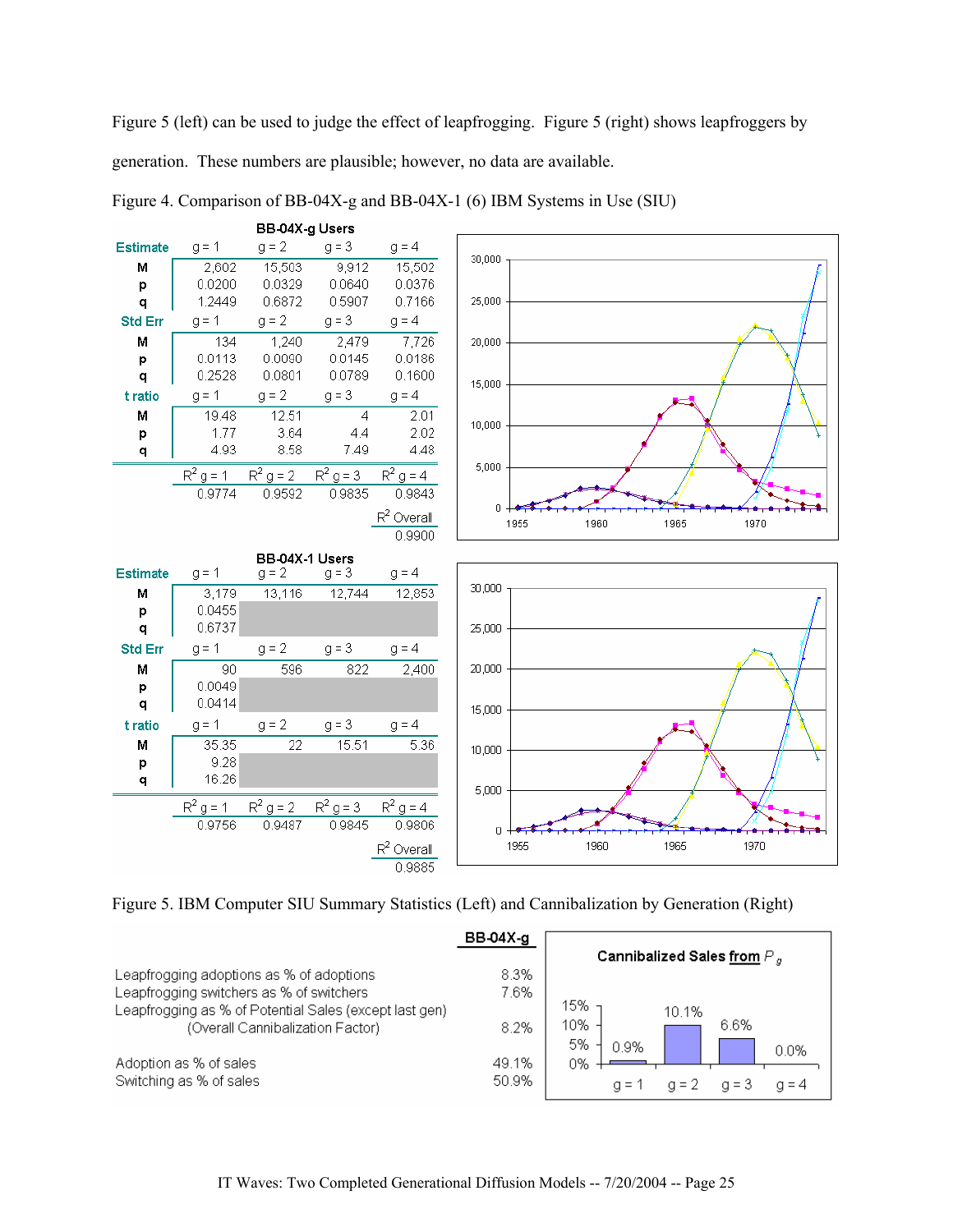Figure 5 (left) can be used to judge the effect of leapfrogging. Figure 5 (right) shows leapfroggers by generation. These numbers are plausible; however, no data are available.

Figure 4. Comparison of BB-04X-g and BB-04X-1 (6) IBM Systems in Use (SIU)

**BB-04X-g Users**

| Estimate | g = 1 | g = 2 | g = 3 | g = 4 |
|---|---|---|---|---|
| M | 2,602 | 15,503 | 9,912 | 15,502 |
| p | 0.0200 | 0.0329 | 0.0640 | 0.0376 |
| q | 1.2449 | 0.6872 | 0.5907 | 0.7166 |
| **Std Err** | **g = 1** | **g = 2** | **g = 3** | **g = 4** |
| M | 134 | 1,240 | 2,479 | 7,726 |
| p | 0.0113 | 0.0090 | 0.0145 | 0.0186 |
| q | 0.2528 | 0.0801 | 0.0789 | 0.1600 |
| **t ratio** | **g = 1** | **g = 2** | **g = 3** | **g = 4** |
| M | 19.48 | 12.51 | 4 | 2.01 |
| p | 1.77 | 3.64 | 4.4 | 2.02 |
| q | 4.93 | 8.58 | 7.49 | 4.48 |
| | $R^2$ g = 1 | $R^2$ g = 2 | $R^2$ g = 3 | $R^2$ g = 4 |
| | 0.9774 | 0.9592 | 0.9835 | 0.9843 |
| | | | | $R^2$ Overall |
| | | | | 0.9900 |

30,000
25,000
20,000
15,000
10,000
5,000
0
1955 1960 1965 1970

**BB-04X-1 Users**

| Estimate | g = 1 | g = 2 | g = 3 | g = 4 |
|---|---|---|---|---|
| M | 3,179 | 13,116 | 12,744 | 12,853 |
| p | 0.0455 | | | |
| q | 0.6737 | | | |
| **Std Err** | **g = 1** | **g = 2** | **g = 3** | **g = 4** |
| M | 90 | 596 | 822 | 2,400 |
| p | 0.0049 | | | |
| q | 0.0414 | | | |
| **t ratio** | **g = 1** | **g = 2** | **g = 3** | **g = 4** |
| M | 35.35 | 22 | 15.51 | 5.36 |
| p | 9.28 | | | |
| q | 16.26 | | | |
| | $R^2$ g = 1 | $R^2$ g = 2 | $R^2$ g = 3 | $R^2$ g = 4 |
| | 0.9756 | 0.9487 | 0.9845 | 0.9806 |
| | | | | $R^2$ Overall |
| | | | | 0.9885 |

30,000
25,000
20,000
15,000
10,000
5,000
0
1955 1960 1965 1970

Figure 5. IBM Computer SIU Summary Statistics (Left) and Cannibalization by Generation (Right)

| | BB-04X-g |
|---|---|
| Leapfrogging adoptions as % of adoptions | 8.3% |
| Leapfrogging switchers as % of switchers | 7.6% |
| Leapfrogging as % of Potential Sales (except last gen) (Overall Cannibalization Factor) | 8.2% |
| Adoption as % of sales | 49.1% |
| Switching as % of sales | 50.9% |

Cannibalized Sales from $P_g$

15%
10%
5%
0%
0.9% 10.1% 6.6% 0.0%
g = 1 g = 2 g = 3 g = 4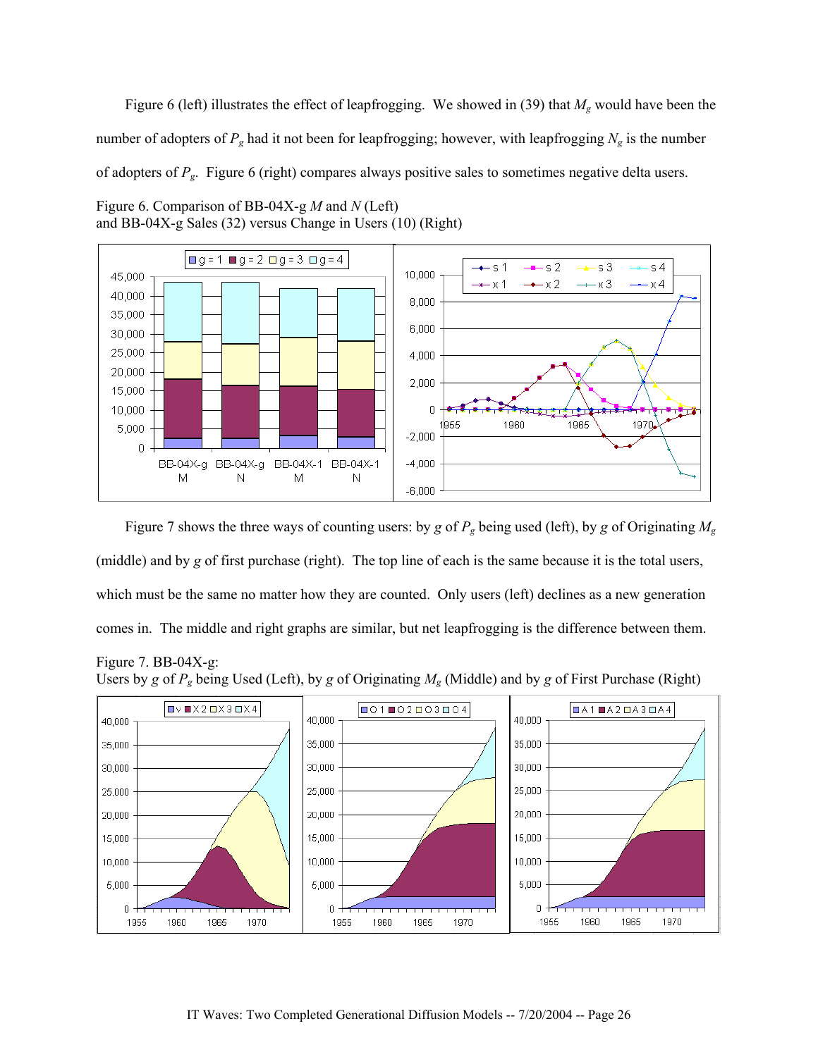Figure 6 (left) illustrates the effect of leapfrogging. We showed in (39) that $M_g$ would have been the number of adopters of $P_g$ had it not been for leapfrogging; however, with leapfrogging $N_g$ is the number of adopters of $P_g$. Figure 6 (right) compares always positive sales to sometimes negative delta users.

Figure 6. Comparison of BB-04X-g *M* and *N* (Left)
and BB-04X-g Sales (32) versus Change in Users (10) (Right)

g = 1 g = 2 g = 3 g = 4

45,000
40,000
35,000
30,000
25,000
20,000
15,000
10,000
5,000
0

BB-04X-g M
BB-04X-g N
BB-04X-1 M
BB-04X-1 N

s 1 s 2 s 3 s 4
x 1 x 2 x 3 x 4

10,000
8,000
6,000
4,000
2,000
0
-2,000
-4,000
-6,000

1955 1960 1965 1970

Figure 7 shows the three ways of counting users: by *g* of $P_g$ being used (left), by *g* of Originating $M_g$ (middle) and by *g* of first purchase (right). The top line of each is the same because it is the total users, which must be the same no matter how they are counted. Only users (left) declines as a new generation comes in. The middle and right graphs are similar, but net leapfrogging is the difference between them.

Figure 7. BB-04X-g:
Users by *g* of $P_g$ being Used (Left), by *g* of Originating $M_g$ (Middle) and by *g* of First Purchase (Right)

v X 2 X 3 X 4

O 1 O 2 O 3 O 4

A 1 A 2 A 3 A 4

40,000
35,000
30,000
25,000
20,000
15,000
10,000
5,000
0

1955 1960 1965 1970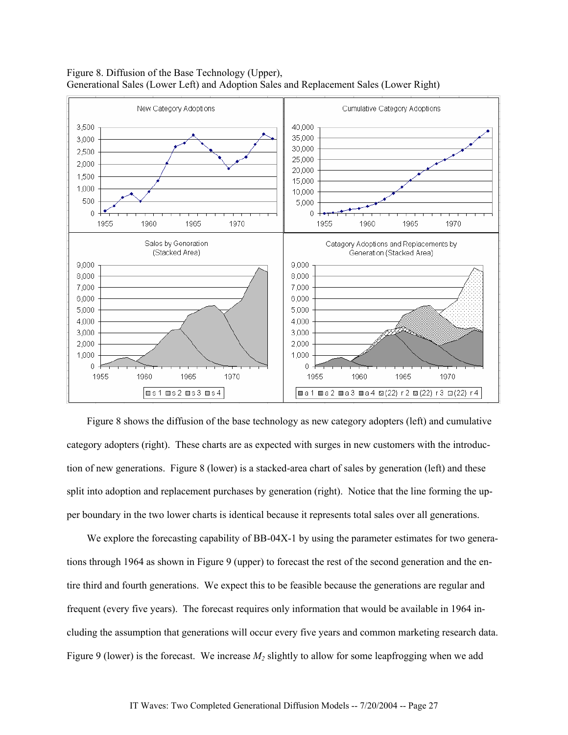Figure 8. Diffusion of the Base Technology (Upper), Generational Sales (Lower Left) and Adoption Sales and Replacement Sales (Lower Right)

New Category Adoptions

3,500
3,000
2,500
2,000
1,500
1,000
500
0

1955 1960 1965 1970

Cumulative Category Adoptions

40,000
35,000
30,000
25,000
20,000
15,000
10,000
5,000
0

1955 1960 1965 1970

Sales by Generation (Stacked Area)

9,000
8,000
7,000
6,000
5,000
4,000
3,000
2,000
1,000
0

1955 1960 1965 1970

s 1 s 2 s 3 s 4

Catagory Adoptions and Replacements by Generation (Stacked Area)

9,000
8,000
7,000
6,000
5,000
4,000
3,000
2,000
1,000
0

1955 1960 1965 1970

a 1 a 2 a 3 a 4 (22) r 2 (22) r 3 (22) r 4

Figure 8 shows the diffusion of the base technology as new category adopters (left) and cumulative category adopters (right). These charts are as expected with surges in new customers with the introduction of new generations. Figure 8 (lower) is a stacked-area chart of sales by generation (left) and these split into adoption and replacement purchases by generation (right). Notice that the line forming the upper boundary in the two lower charts is identical because it represents total sales over all generations.

We explore the forecasting capability of BB-04X-1 by using the parameter estimates for two generations through 1964 as shown in Figure 9 (upper) to forecast the rest of the second generation and the entire third and fourth generations. We expect this to be feasible because the generations are regular and frequent (every five years). The forecast requires only information that would be available in 1964 including the assumption that generations will occur every five years and common marketing research data. Figure 9 (lower) is the forecast. We increase $M_2$ slightly to allow for some leapfrogging when we add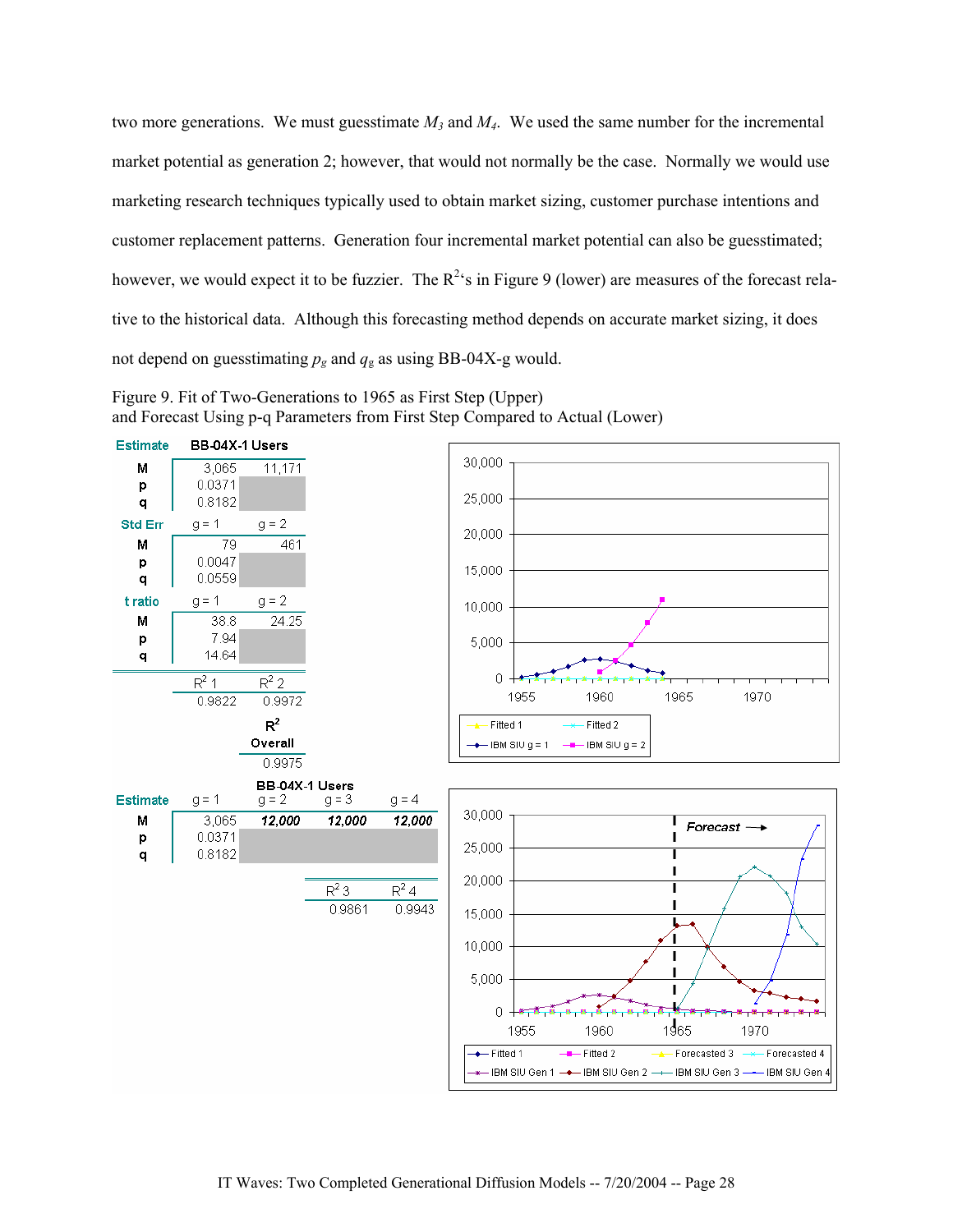two more generations. We must guesstimate $M_3$ and $M_4$. We used the same number for the incremental market potential as generation 2; however, that would not normally be the case. Normally we would use marketing research techniques typically used to obtain market sizing, customer purchase intentions and customer replacement patterns. Generation four incremental market potential can also be guesstimated; however, we would expect it to be fuzzier. The $R^2$'s in Figure 9 (lower) are measures of the forecast relative to the historical data. Although this forecasting method depends on accurate market sizing, it does not depend on guesstimating $p_g$ and $q_g$ as using BB-04X-g would.

Figure 9. Fit of Two-Generations to 1965 as First Step (Upper)
and Forecast Using p-q Parameters from First Step Compared to Actual (Lower)

| Estimate | BB-04X-1 Users | |
|---|---|---|
| M | 3,065 | 11,171 |
| p | 0.0371 | |
| q | 0.8182 | |
| **Std Err** | g = 1 | g = 2 |
| M | 79 | 461 |
| p | 0.0047 | |
| q | 0.0559 | |
| **t ratio** | g = 1 | g = 2 |
| M | 38.8 | 24.25 |
| p | 7.94 | |
| q | 14.64 | |
| | $R^2$ 1 | $R^2$ 2 |
| | 0.9822 | 0.9972 |
| | | $R^2$ Overall |
| | | 0.9975 |

30,000
25,000
20,000
15,000
10,000
5,000
0
1955
1960
1965
1970
Fitted 1
Fitted 2
IBM SIU g = 1
IBM SIU g = 2

| Estimate | g = 1 | g = 2 | g = 3 | g = 4 |
|---|---|---|---|---|
| | BB-04X-1 Users | | | |
| M | 3,065 | *12,000* | *12,000* | *12,000* |
| p | 0.0371 | | | |
| q | 0.8182 | | | |
| | | | $R^2$ 3 | $R^2$ 4 |
| | | | 0.9861 | 0.9943 |

30,000
25,000
20,000
15,000
10,000
5,000
0
1955
1960
1965
1970
*Forecast* →
Fitted 1
Fitted 2
Forecasted 3
Forecasted 4
IBM SIU Gen 1
IBM SIU Gen 2
IBM SIU Gen 3
IBM SIU Gen 4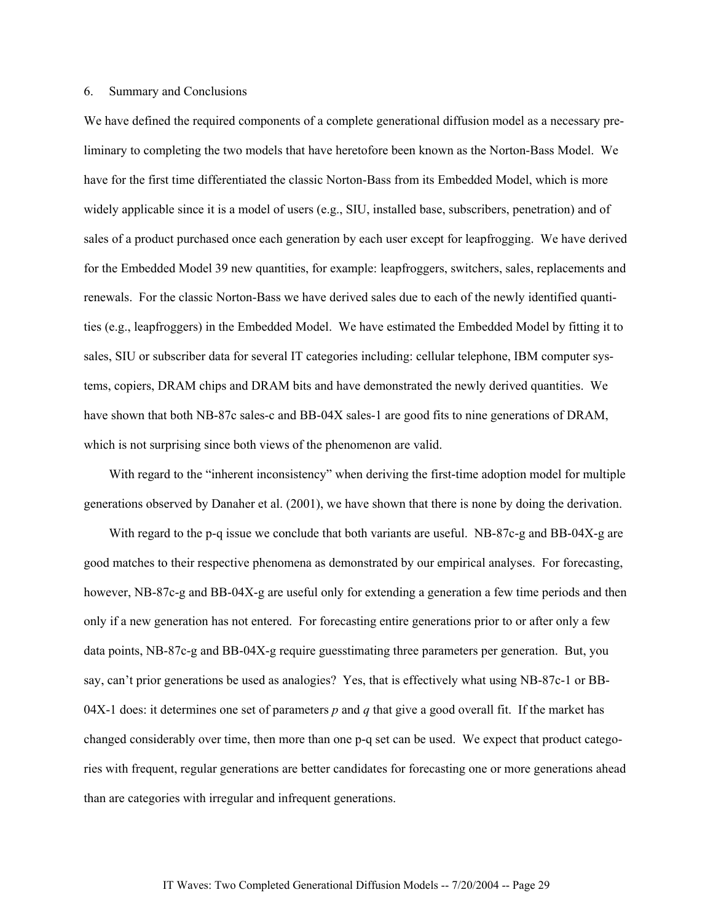## 6. Summary and Conclusions

We have defined the required components of a complete generational diffusion model as a necessary preliminary to completing the two models that have heretofore been known as the Norton-Bass Model. We have for the first time differentiated the classic Norton-Bass from its Embedded Model, which is more widely applicable since it is a model of users (e.g., SIU, installed base, subscribers, penetration) and of sales of a product purchased once each generation by each user except for leapfrogging. We have derived for the Embedded Model 39 new quantities, for example: leapfroggers, switchers, sales, replacements and renewals. For the classic Norton-Bass we have derived sales due to each of the newly identified quantities (e.g., leapfroggers) in the Embedded Model. We have estimated the Embedded Model by fitting it to sales, SIU or subscriber data for several IT categories including: cellular telephone, IBM computer systems, copiers, DRAM chips and DRAM bits and have demonstrated the newly derived quantities. We have shown that both NB-87c sales-c and BB-04X sales-1 are good fits to nine generations of DRAM, which is not surprising since both views of the phenomenon are valid.

With regard to the "inherent inconsistency" when deriving the first-time adoption model for multiple generations observed by Danaher et al. (2001), we have shown that there is none by doing the derivation.

With regard to the p-q issue we conclude that both variants are useful. NB-87c-g and BB-04X-g are good matches to their respective phenomena as demonstrated by our empirical analyses. For forecasting, however, NB-87c-g and BB-04X-g are useful only for extending a generation a few time periods and then only if a new generation has not entered. For forecasting entire generations prior to or after only a few data points, NB-87c-g and BB-04X-g require guesstimating three parameters per generation. But, you say, can't prior generations be used as analogies? Yes, that is effectively what using NB-87c-1 or BB-04X-1 does: it determines one set of parameters $p$ and $q$ that give a good overall fit. If the market has changed considerably over time, then more than one p-q set can be used. We expect that product categories with frequent, regular generations are better candidates for forecasting one or more generations ahead than are categories with irregular and infrequent generations.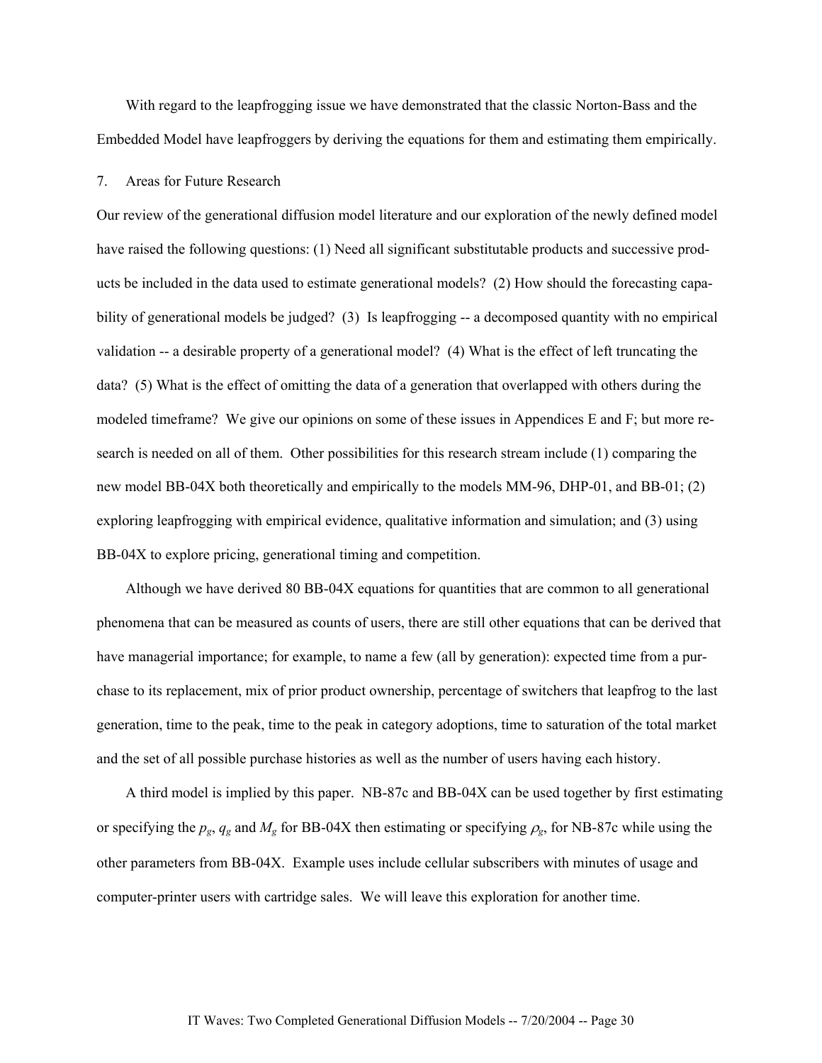With regard to the leapfrogging issue we have demonstrated that the classic Norton-Bass and the Embedded Model have leapfroggers by deriving the equations for them and estimating them empirically.

## 7. Areas for Future Research

Our review of the generational diffusion model literature and our exploration of the newly defined model have raised the following questions: (1) Need all significant substitutable products and successive products be included in the data used to estimate generational models? (2) How should the forecasting capability of generational models be judged? (3) Is leapfrogging -- a decomposed quantity with no empirical validation -- a desirable property of a generational model? (4) What is the effect of left truncating the data? (5) What is the effect of omitting the data of a generation that overlapped with others during the modeled timeframe? We give our opinions on some of these issues in Appendices E and F; but more research is needed on all of them. Other possibilities for this research stream include (1) comparing the new model BB-04X both theoretically and empirically to the models MM-96, DHP-01, and BB-01; (2) exploring leapfrogging with empirical evidence, qualitative information and simulation; and (3) using BB-04X to explore pricing, generational timing and competition.

Although we have derived 80 BB-04X equations for quantities that are common to all generational phenomena that can be measured as counts of users, there are still other equations that can be derived that have managerial importance; for example, to name a few (all by generation): expected time from a purchase to its replacement, mix of prior product ownership, percentage of switchers that leapfrog to the last generation, time to the peak, time to the peak in category adoptions, time to saturation of the total market and the set of all possible purchase histories as well as the number of users having each history.

A third model is implied by this paper. NB-87c and BB-04X can be used together by first estimating or specifying the $p_g$, $q_g$ and $M_g$ for BB-04X then estimating or specifying $\rho_g$, for NB-87c while using the other parameters from BB-04X. Example uses include cellular subscribers with minutes of usage and computer-printer users with cartridge sales. We will leave this exploration for another time.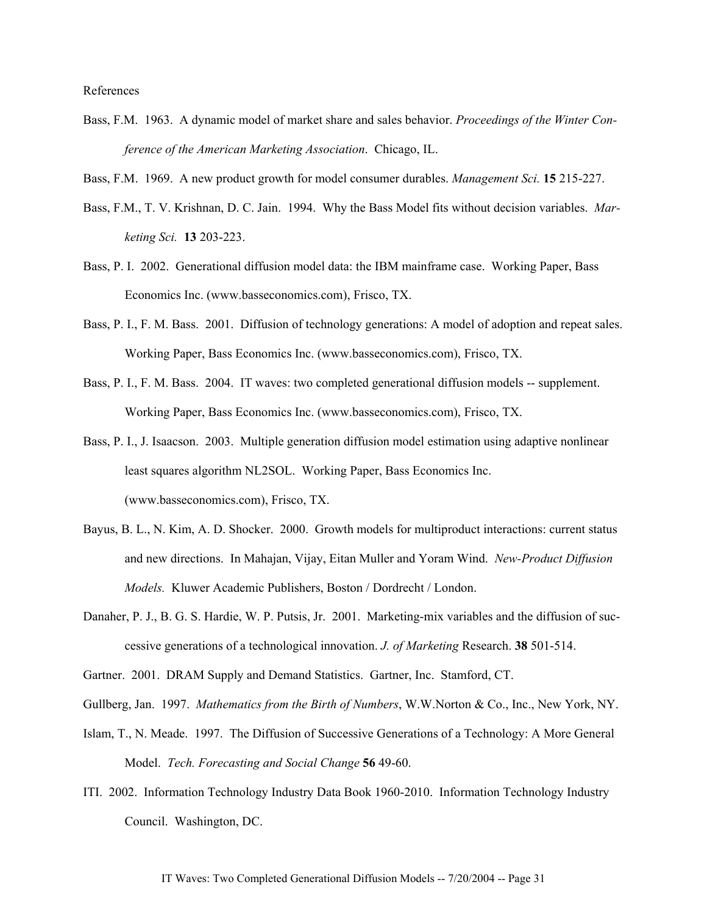References

Bass, F.M. 1963. A dynamic model of market share and sales behavior. *Proceedings of the Winter Conference of the American Marketing Association*. Chicago, IL.

Bass, F.M. 1969. A new product growth for model consumer durables. *Management Sci.* **15** 215-227.

Bass, F.M., T. V. Krishnan, D. C. Jain. 1994. Why the Bass Model fits without decision variables. *Marketing Sci.* **13** 203-223.

Bass, P. I. 2002. Generational diffusion model data: the IBM mainframe case. Working Paper, Bass Economics Inc. (www.basseconomics.com), Frisco, TX.

Bass, P. I., F. M. Bass. 2001. Diffusion of technology generations: A model of adoption and repeat sales. Working Paper, Bass Economics Inc. (www.basseconomics.com), Frisco, TX.

Bass, P. I., F. M. Bass. 2004. IT waves: two completed generational diffusion models -- supplement. Working Paper, Bass Economics Inc. (www.basseconomics.com), Frisco, TX.

Bass, P. I., J. Isaacson. 2003. Multiple generation diffusion model estimation using adaptive nonlinear least squares algorithm NL2SOL. Working Paper, Bass Economics Inc. (www.basseconomics.com), Frisco, TX.

Bayus, B. L., N. Kim, A. D. Shocker. 2000. Growth models for multiproduct interactions: current status and new directions. In Mahajan, Vijay, Eitan Muller and Yoram Wind. *New-Product Diffusion Models.* Kluwer Academic Publishers, Boston / Dordrecht / London.

Danaher, P. J., B. G. S. Hardie, W. P. Putsis, Jr. 2001. Marketing-mix variables and the diffusion of successive generations of a technological innovation. *J. of Marketing* Research. **38** 501-514.

Gartner. 2001. DRAM Supply and Demand Statistics. Gartner, Inc. Stamford, CT.

Gullberg, Jan. 1997. *Mathematics from the Birth of Numbers*, W.W.Norton & Co., Inc., New York, NY.

Islam, T., N. Meade. 1997. The Diffusion of Successive Generations of a Technology: A More General Model. *Tech. Forecasting and Social Change* **56** 49-60.

ITI. 2002. Information Technology Industry Data Book 1960-2010. Information Technology Industry Council. Washington, DC.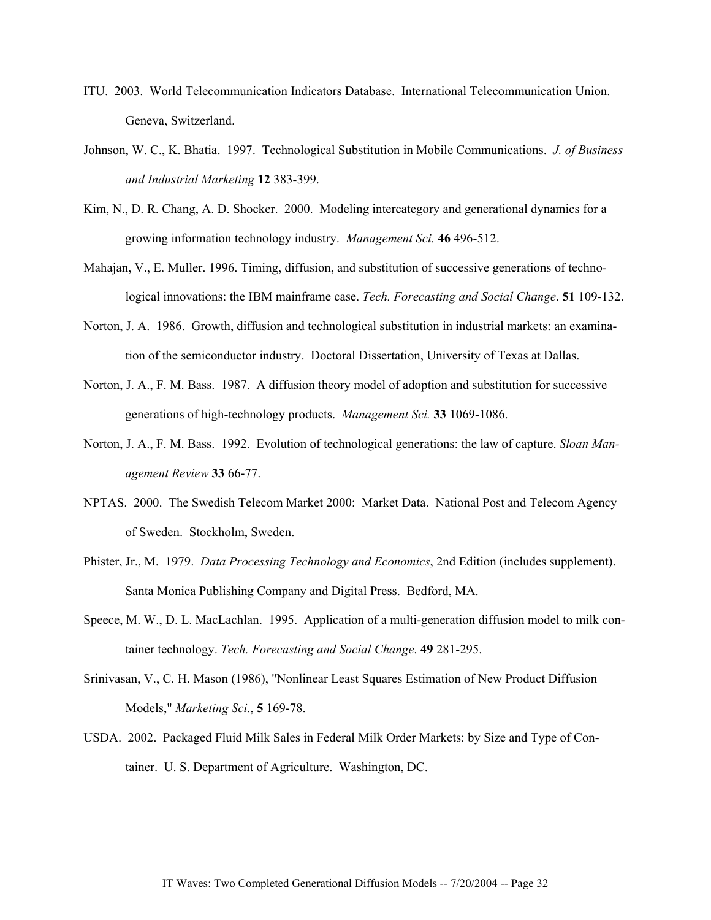ITU. 2003. World Telecommunication Indicators Database. International Telecommunication Union. Geneva, Switzerland.

Johnson, W. C., K. Bhatia. 1997. Technological Substitution in Mobile Communications. *J. of Business and Industrial Marketing* **12** 383-399.

Kim, N., D. R. Chang, A. D. Shocker. 2000. Modeling intercategory and generational dynamics for a growing information technology industry. *Management Sci.* **46** 496-512.

Mahajan, V., E. Muller. 1996. Timing, diffusion, and substitution of successive generations of technological innovations: the IBM mainframe case. *Tech. Forecasting and Social Change*. **51** 109-132.

Norton, J. A. 1986. Growth, diffusion and technological substitution in industrial markets: an examination of the semiconductor industry. Doctoral Dissertation, University of Texas at Dallas.

Norton, J. A., F. M. Bass. 1987. A diffusion theory model of adoption and substitution for successive generations of high-technology products. *Management Sci.* **33** 1069-1086.

Norton, J. A., F. M. Bass. 1992. Evolution of technological generations: the law of capture. *Sloan Management Review* **33** 66-77.

NPTAS. 2000. The Swedish Telecom Market 2000: Market Data. National Post and Telecom Agency of Sweden. Stockholm, Sweden.

Phister, Jr., M. 1979. *Data Processing Technology and Economics*, 2nd Edition (includes supplement). Santa Monica Publishing Company and Digital Press. Bedford, MA.

Speece, M. W., D. L. MacLachlan. 1995. Application of a multi-generation diffusion model to milk container technology. *Tech. Forecasting and Social Change*. **49** 281-295.

Srinivasan, V., C. H. Mason (1986), "Nonlinear Least Squares Estimation of New Product Diffusion Models," *Marketing Sci*., **5** 169-78.

USDA. 2002. Packaged Fluid Milk Sales in Federal Milk Order Markets: by Size and Type of Container. U. S. Department of Agriculture. Washington, DC.